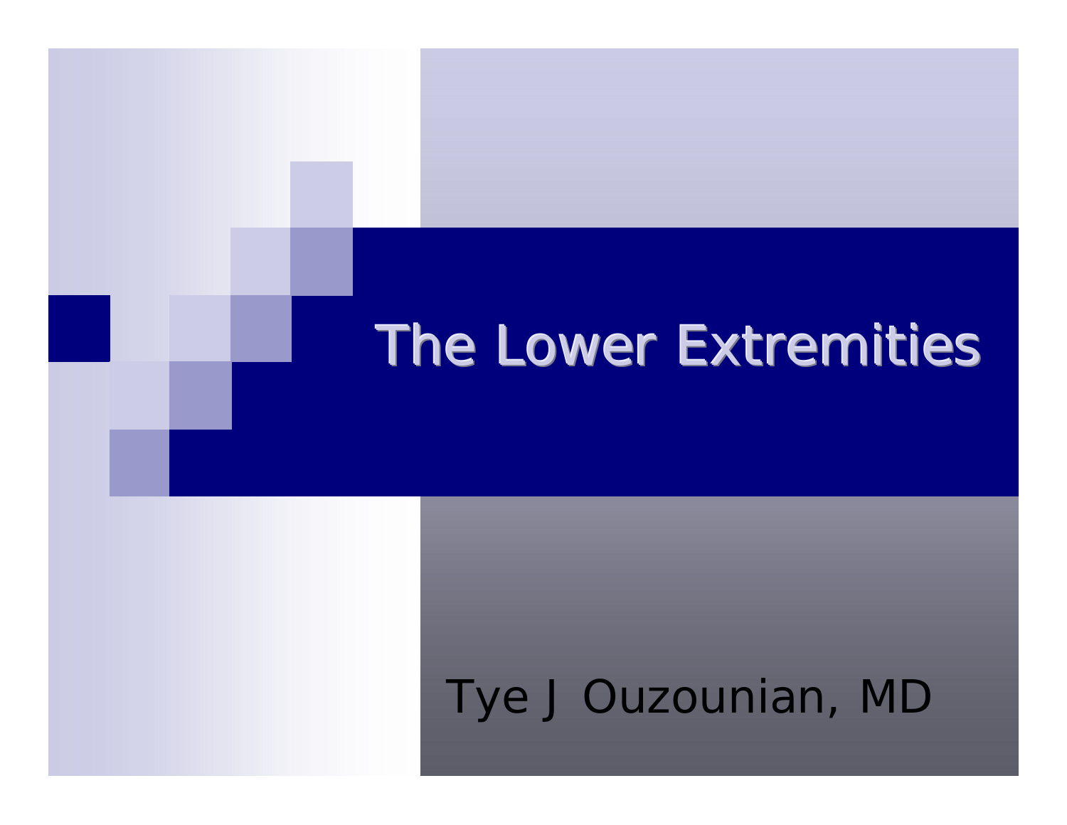# The Lower Extremities

Tye J Ouzounian, MD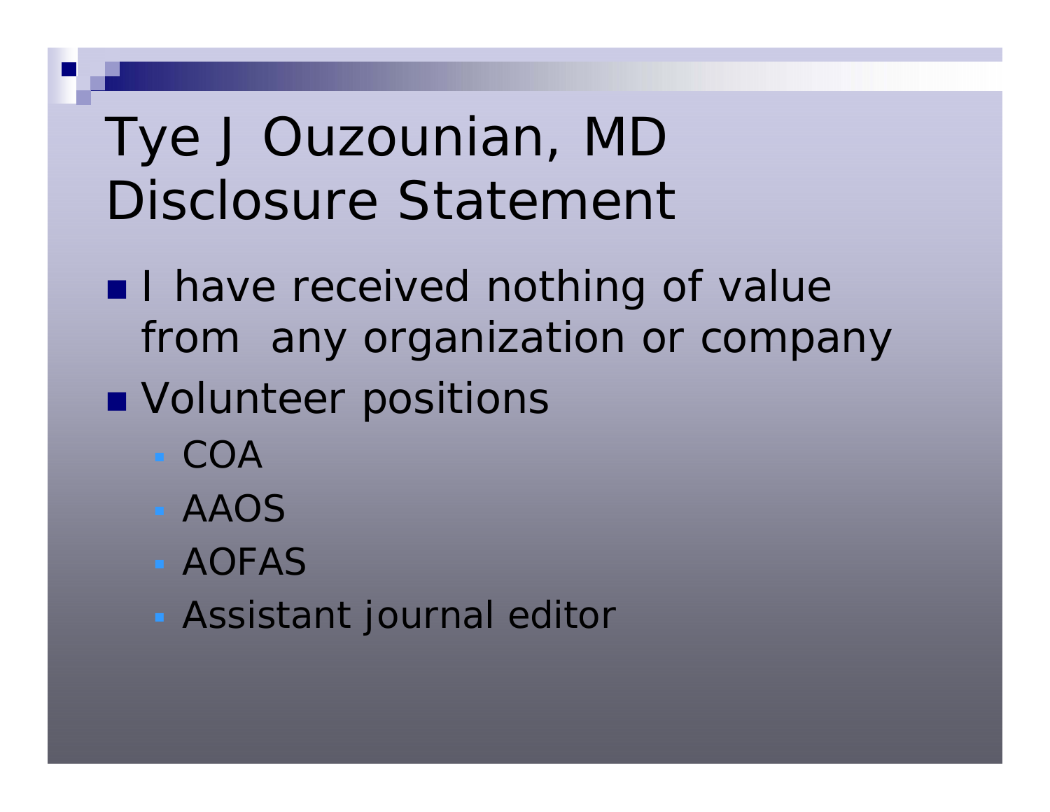# Tye J Ouzounian, MD Disclosure Statement

- I have received nothing of value from any organization or company
- Volunteer positions
  - COA
  - AAOS
  - AOFAS
  - Assistant journal editor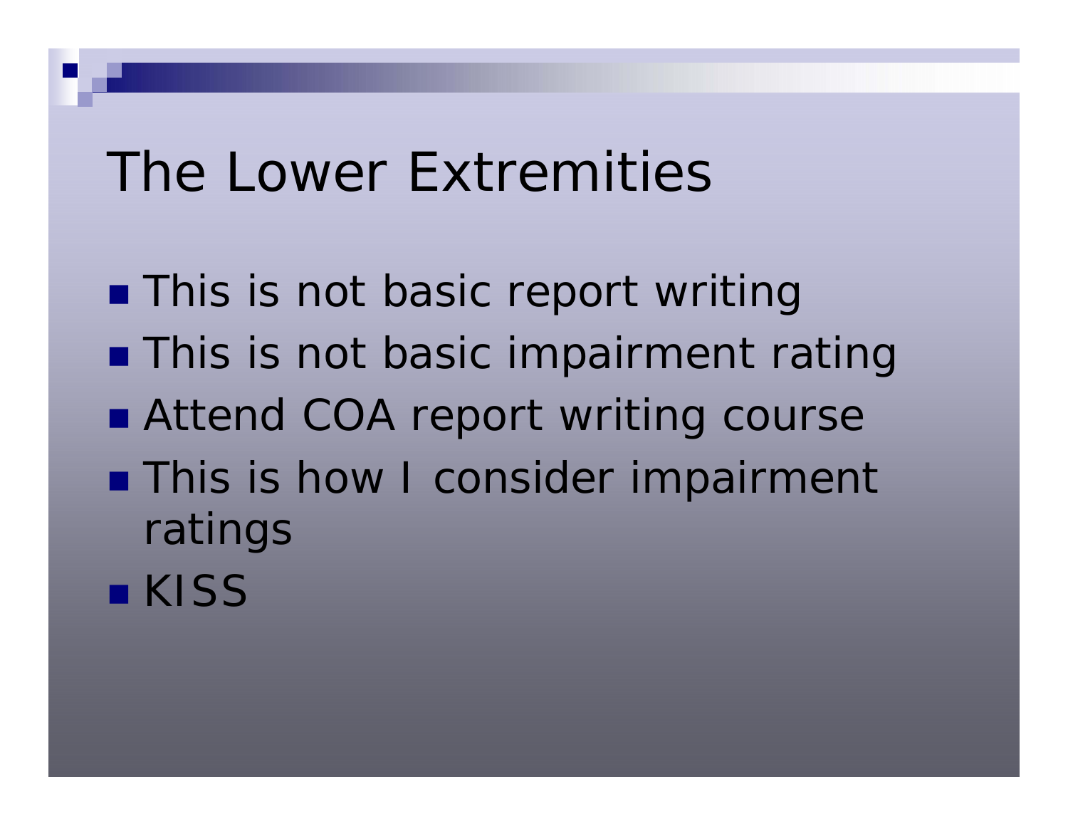# The Lower Extremities

- This is not basic report writing
- This is not basic impairment rating
- Attend COA report writing course
- This is how I consider impairment ratings
- KISS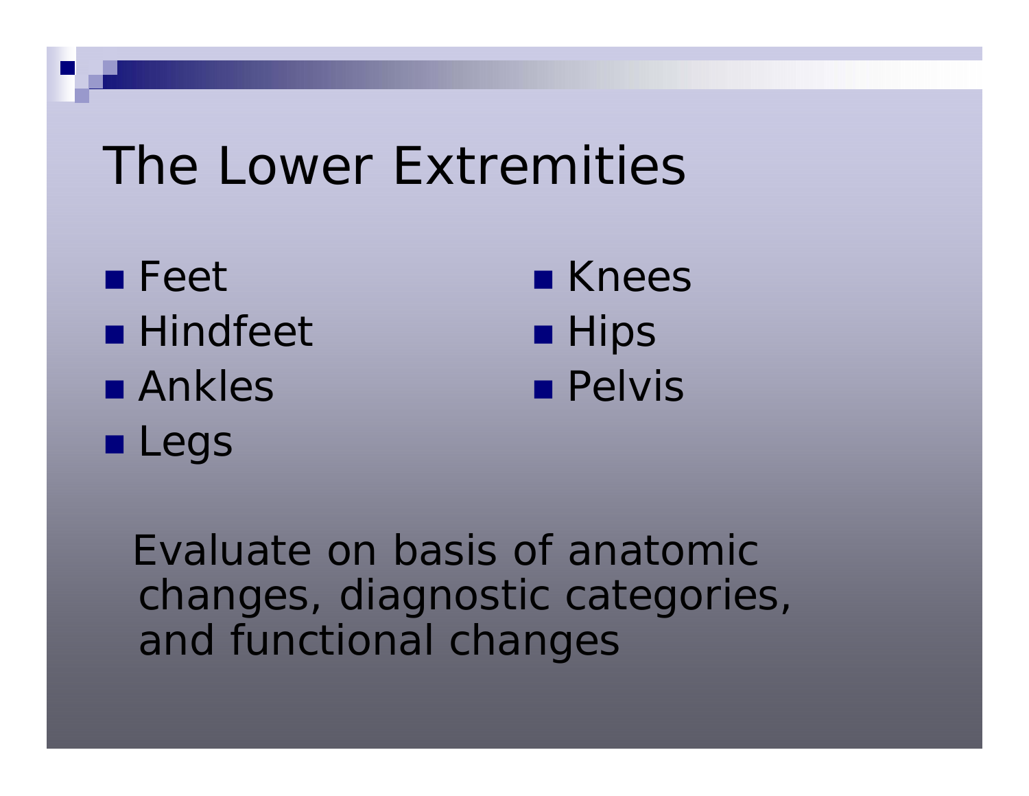# The Lower Extremities

- Feet
- Hindfeet
- Ankles
- Legs
- Knees
- Hips
- Pelvis

Evaluate on basis of anatomic changes, diagnostic categories, and functional changes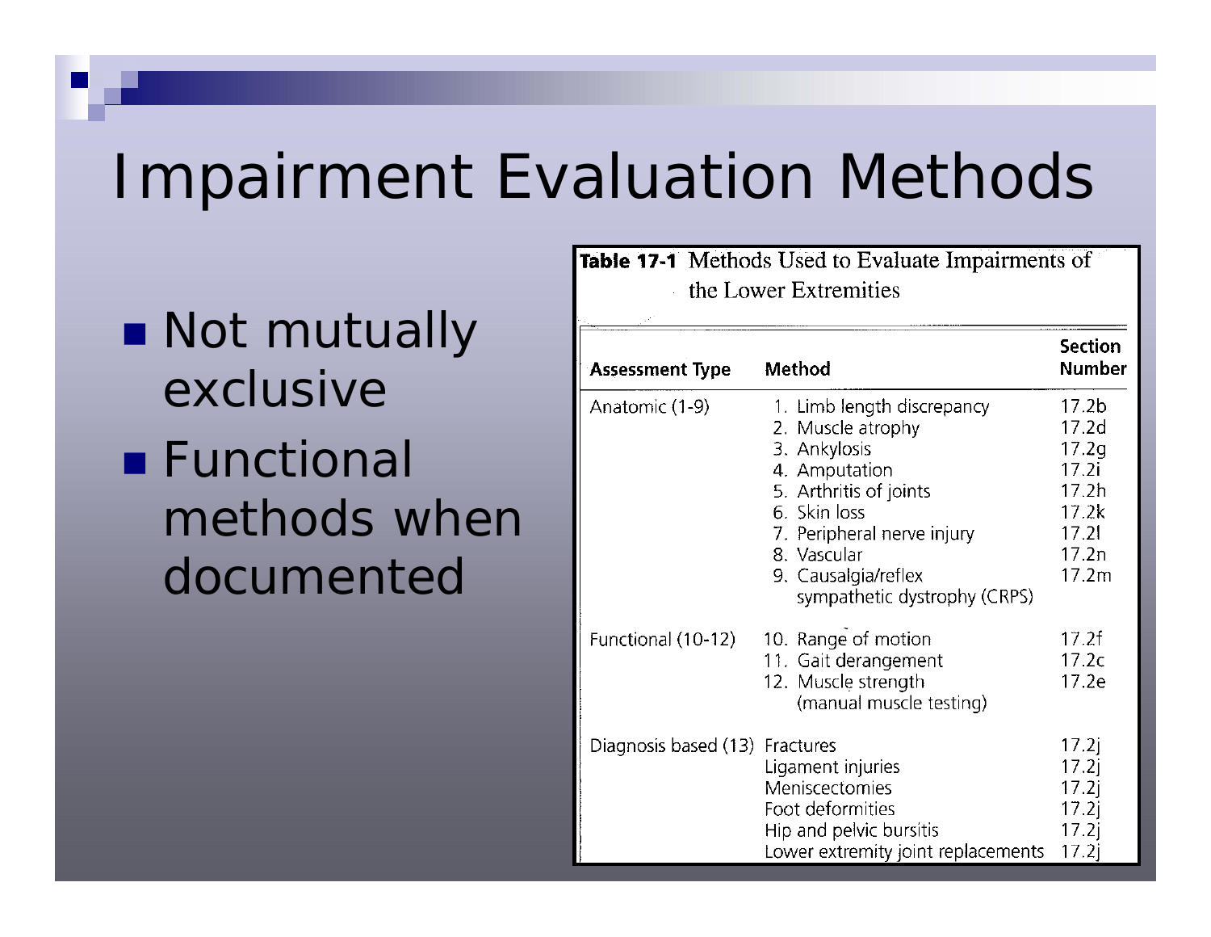# Impairment Evaluation Methods

- Not mutually exclusive
- Functional methods when documented

**Table 17-1** Methods Used to Evaluate Impairments of the Lower Extremities

| Assessment Type | Method | Section Number |
|---|---|---|
| Anatomic (1-9) | 1. Limb length discrepancy | 17.2b |
| | 2. Muscle atrophy | 17.2d |
| | 3. Ankylosis | 17.2g |
| | 4. Amputation | 17.2i |
| | 5. Arthritis of joints | 17.2h |
| | 6. Skin loss | 17.2k |
| | 7. Peripheral nerve injury | 17.2l |
| | 8. Vascular | 17.2n |
| | 9. Causalgia/reflex sympathetic dystrophy (CRPS) | 17.2m |
| Functional (10-12) | 10. Range of motion | 17.2f |
| | 11. Gait derangement | 17.2c |
| | 12. Muscle strength (manual muscle testing) | 17.2e |
| Diagnosis based (13) | Fractures | 17.2j |
| | Ligament injuries | 17.2j |
| | Meniscectomies | 17.2j |
| | Foot deformities | 17.2j |
| | Hip and pelvic bursitis | 17.2j |
| | Lower extremity joint replacements | 17.2j |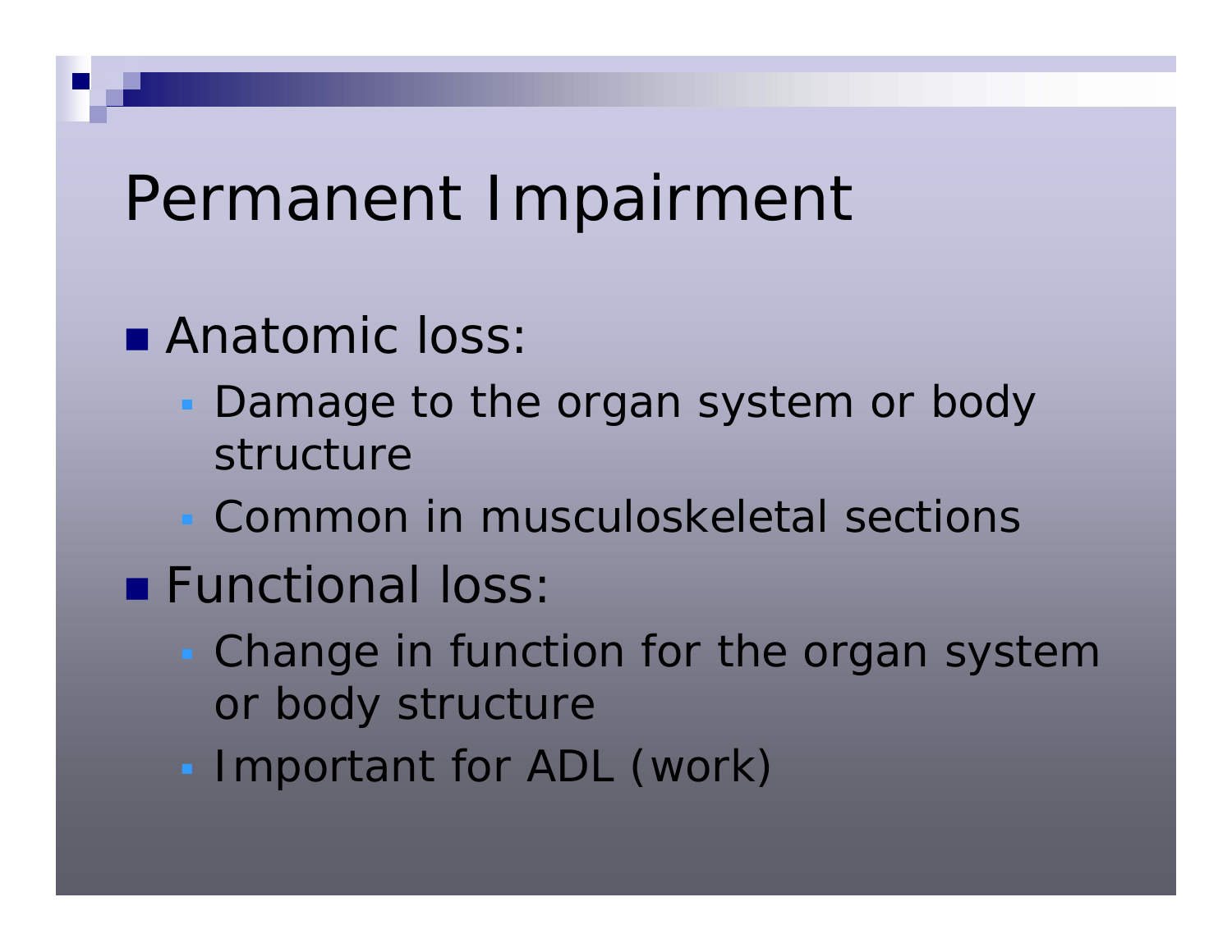# Permanent Impairment

- Anatomic loss:
  - Damage to the organ system or body structure
  - Common in musculoskeletal sections
- Functional loss:
  - Change in function for the organ system or body structure
  - Important for ADL (work)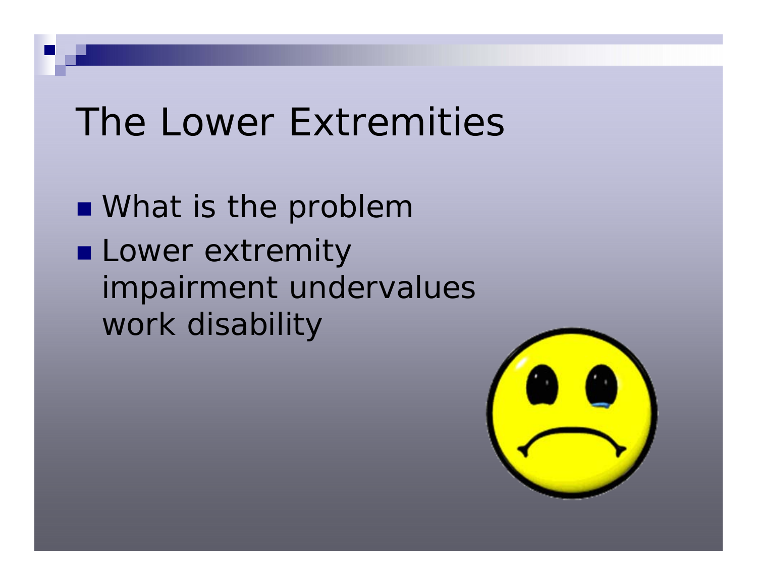# The Lower Extremities

- What is the problem
- Lower extremity impairment undervalues work disability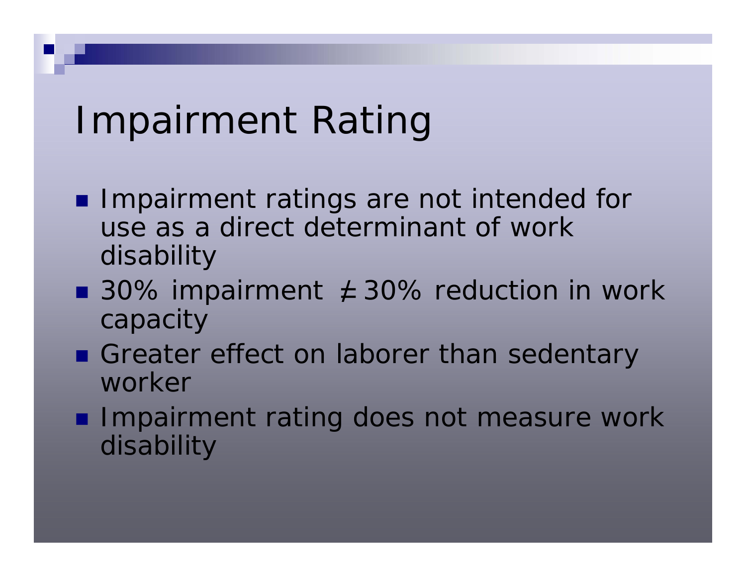# Impairment Rating

- Impairment ratings are not intended for use as a direct determinant of work disability
- 30% impairment $\neq$ 30% reduction in work capacity
- Greater effect on laborer than sedentary worker
- Impairment rating does not measure work disability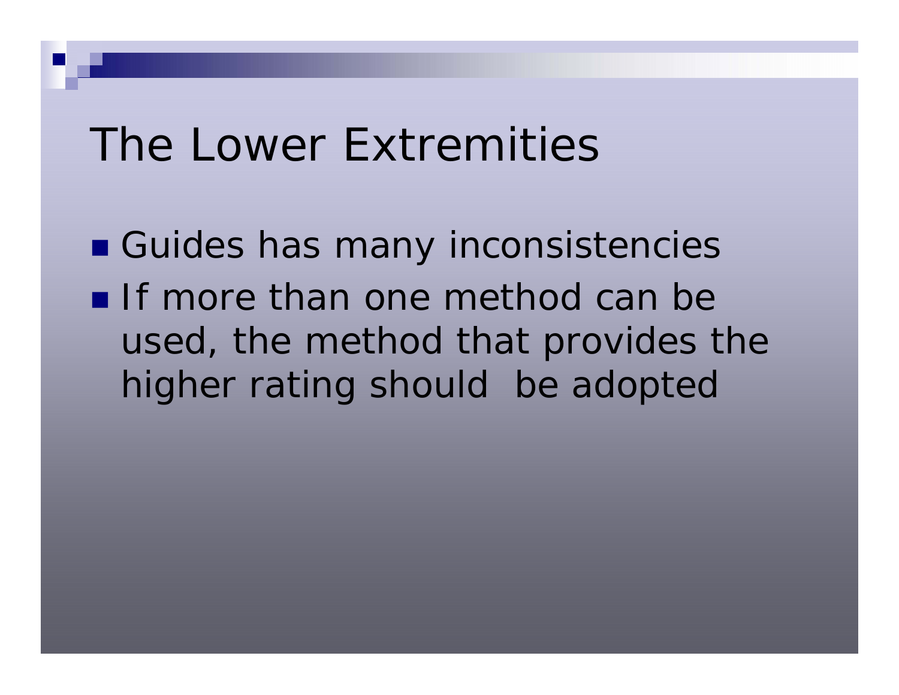# The Lower Extremities

- Guides has many inconsistencies
- If more than one method can be used, the method that provides the higher rating should be adopted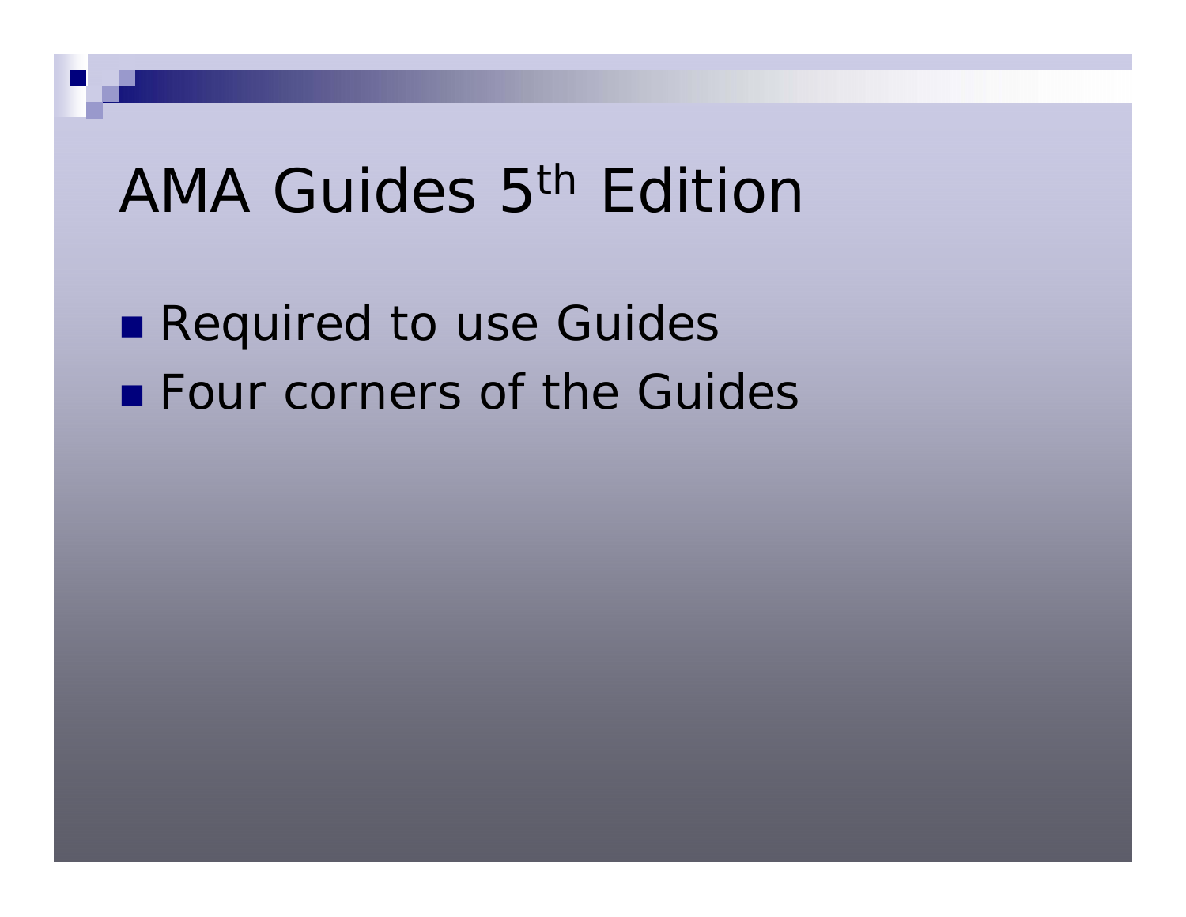# AMA Guides 5th Edition

- Required to use Guides
- Four corners of the Guides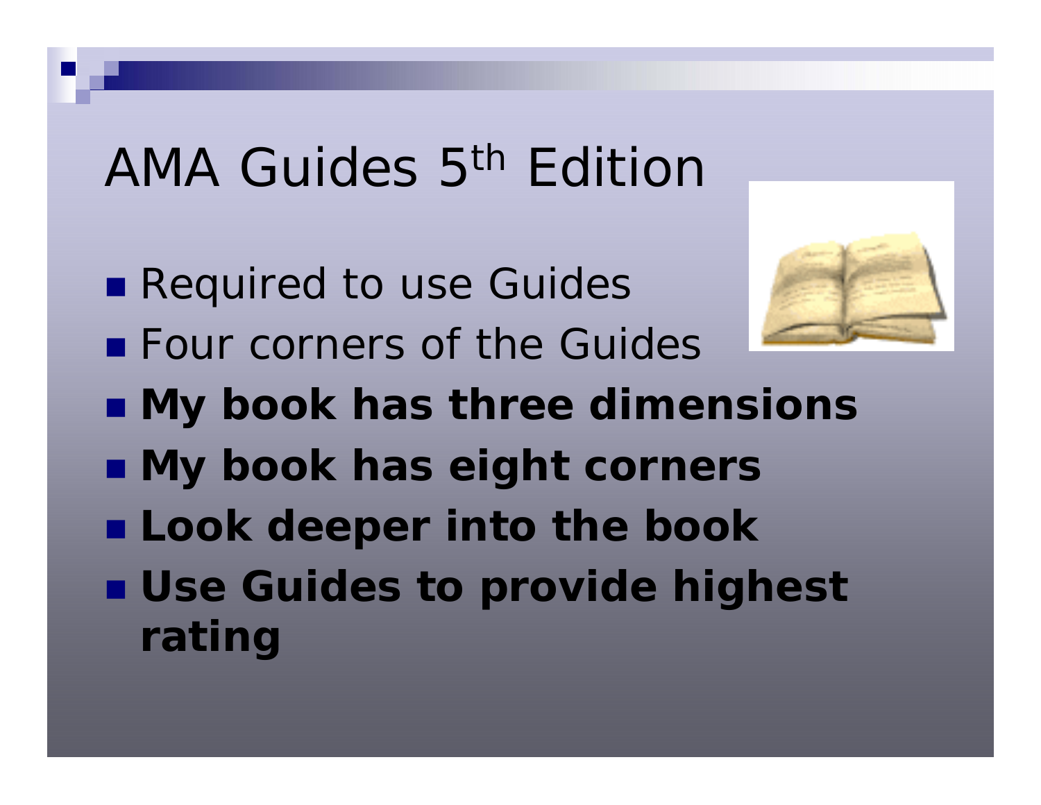# AMA Guides 5th Edition

- Required to use Guides
- Four corners of the Guides
- **My book has three dimensions**
- **My book has eight corners**
- **Look deeper into the book**
- **Use Guides to provide highest rating**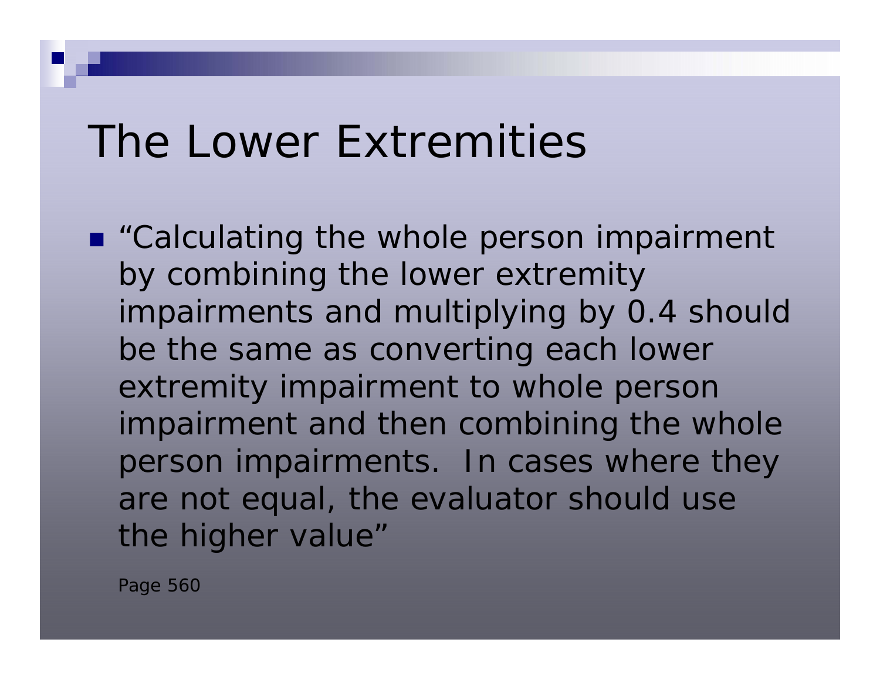# The Lower Extremities

- "Calculating the whole person impairment by combining the lower extremity impairments and multiplying by 0.4 should be the same as converting each lower extremity impairment to whole person impairment and then combining the whole person impairments. In cases where they are not equal, the evaluator should use the higher value"

  Page 560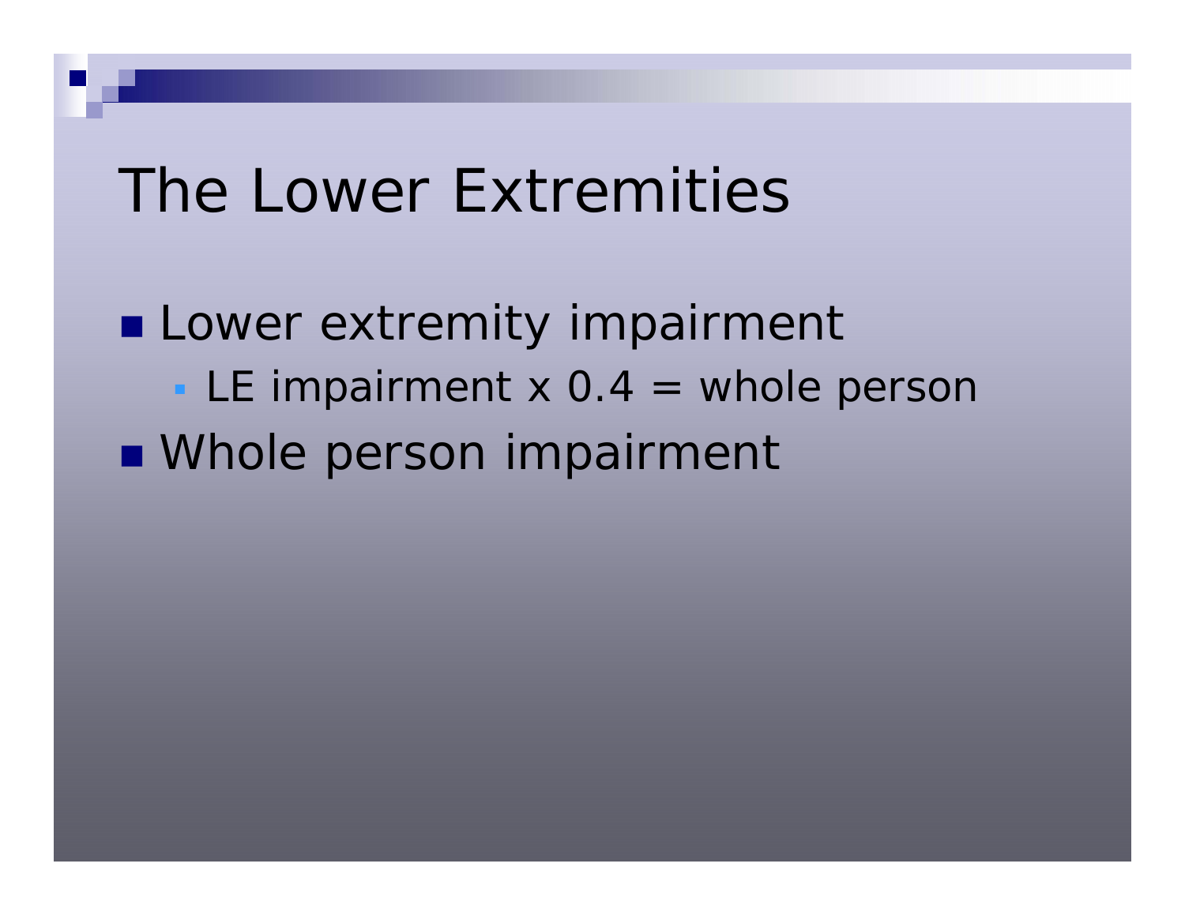# The Lower Extremities

- Lower extremity impairment
  - LE impairment x 0.4 = whole person
- Whole person impairment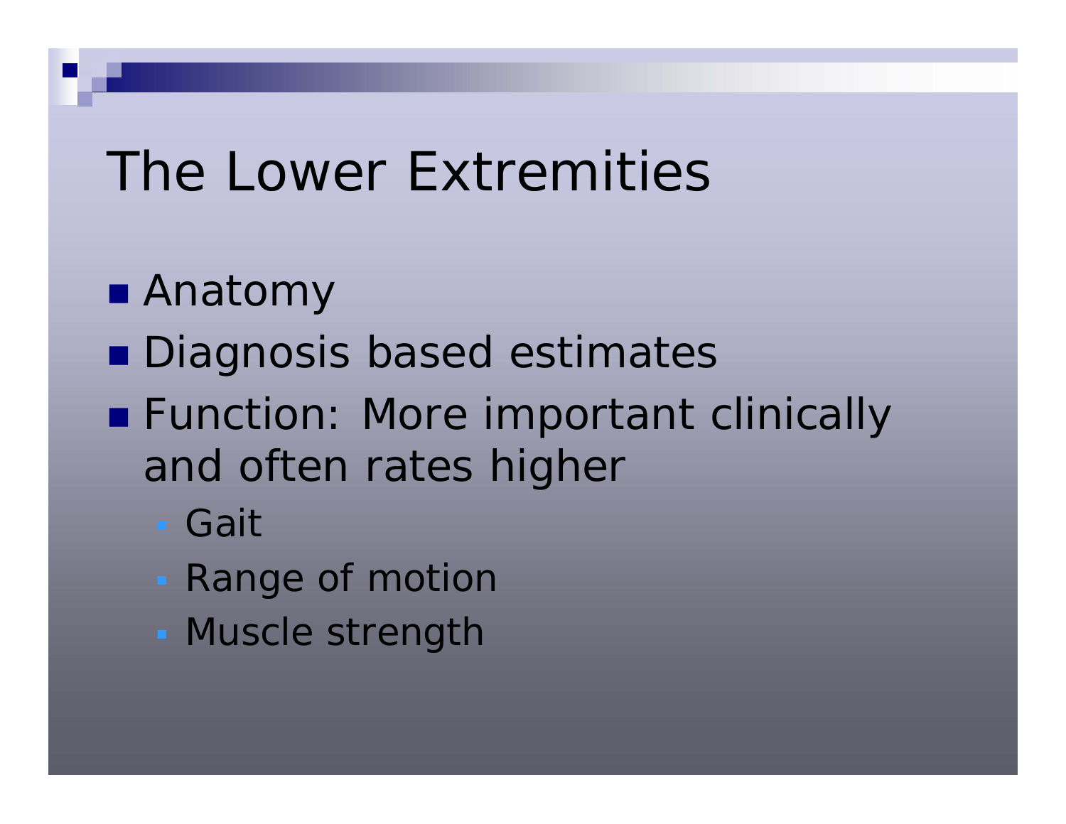# The Lower Extremities

- Anatomy
- Diagnosis based estimates
- Function: More important clinically and often rates higher
  - Gait
  - Range of motion
  - Muscle strength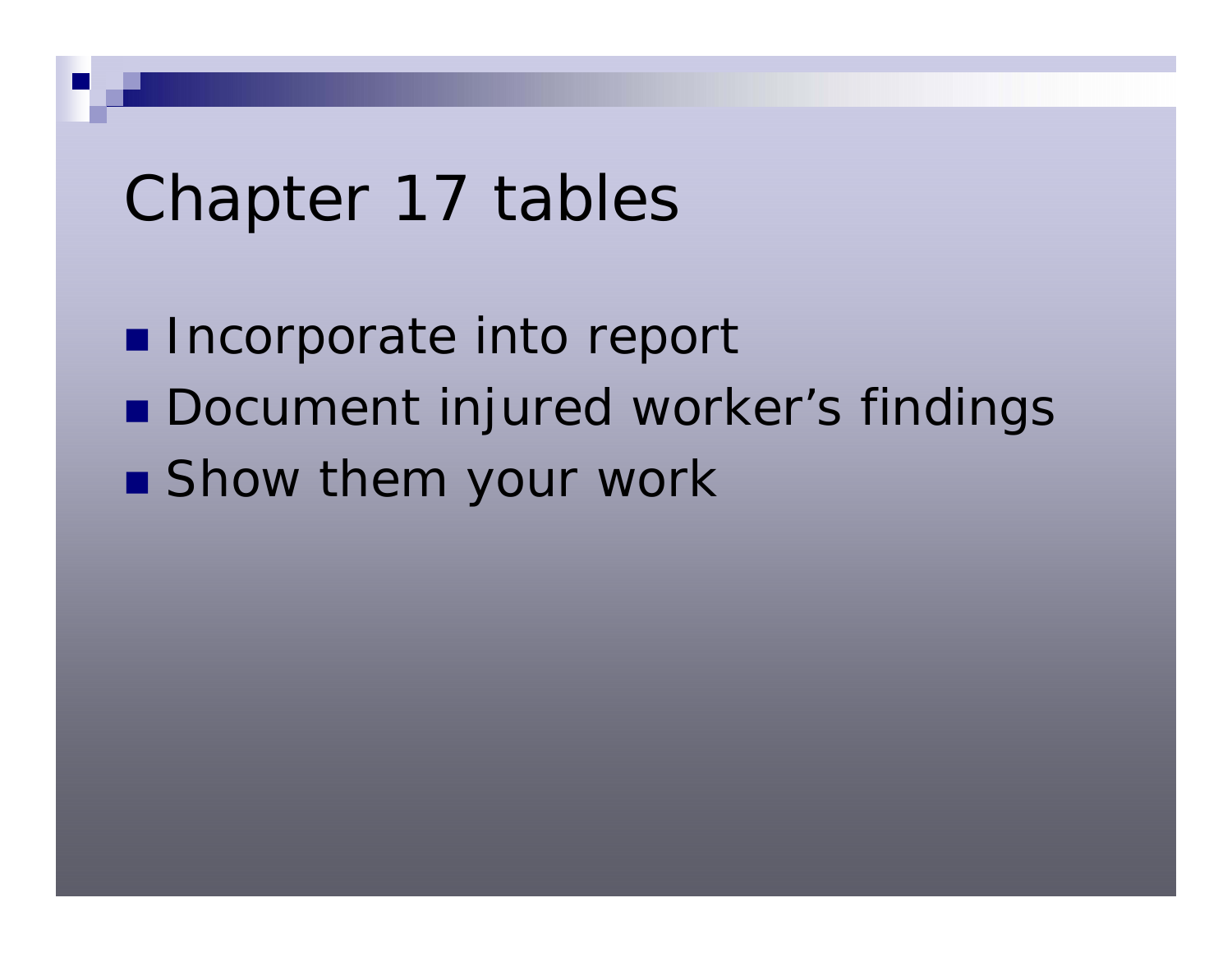# Chapter 17 tables

- Incorporate into report
- Document injured worker's findings
- Show them your work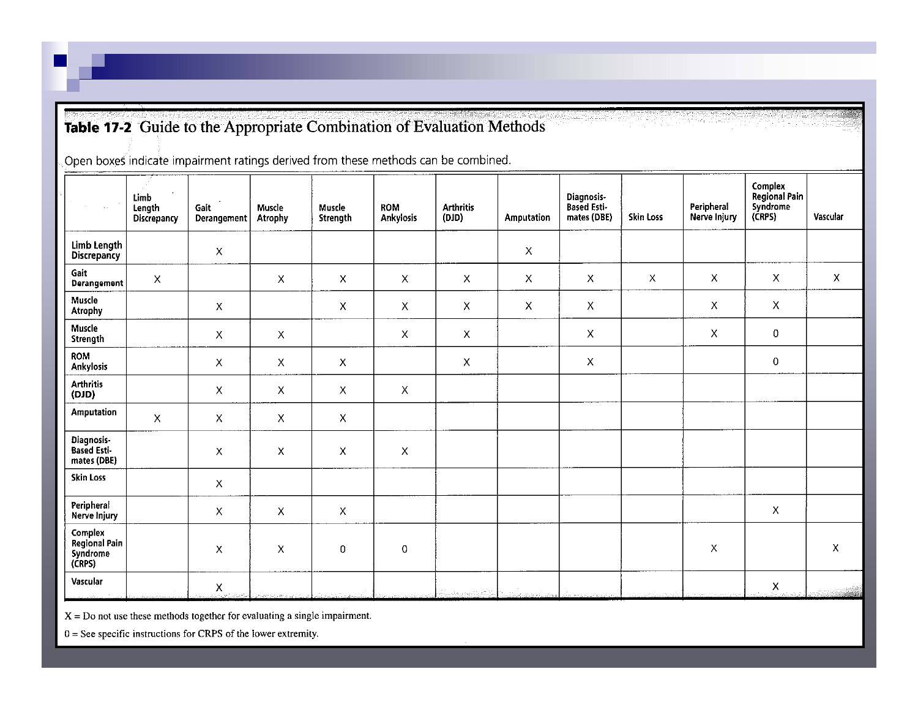**Table 17-2** Guide to the Appropriate Combination of Evaluation Methods

Open boxes indicate impairment ratings derived from these methods can be combined.

| | Limb Length Discrepancy | Gait Derangement | Muscle Atrophy | Muscle Strength | ROM Ankylosis | Arthritis (DJD) | Amputation | Diagnosis-Based Estimates (DBE) | Skin Loss | Peripheral Nerve Injury | Complex Regional Pain Syndrome (CRPS) | Vascular |
|---|---|---|---|---|---|---|---|---|---|---|---|---|
| **Limb Length Discrepancy** | | X | | | | | X | | | | | |
| **Gait Derangement** | X | | X | X | X | X | X | X | X | X | X | X |
| **Muscle Atrophy** | | X | | X | X | X | X | X | | X | X | |
| **Muscle Strength** | | X | X | | X | X | | X | | X | 0 | |
| **ROM Ankylosis** | | X | X | X | | X | | X | | | 0 | |
| **Arthritis (DJD)** | | X | X | X | X | | | | | | | |
| **Amputation** | X | X | X | X | | | | | | | | |
| **Diagnosis-Based Estimates (DBE)** | | X | X | X | X | | | | | | | |
| **Skin Loss** | | X | | | | | | | | | | |
| **Peripheral Nerve Injury** | | X | X | X | | | | | | | X | |
| **Complex Regional Pain Syndrome (CRPS)** | | X | X | 0 | 0 | | | | | X | | X |
| **Vascular** | | X | | | | | | | | | X | |

X = Do not use these methods together for evaluating a single impairment.

0 = See specific instructions for CRPS of the lower extremity.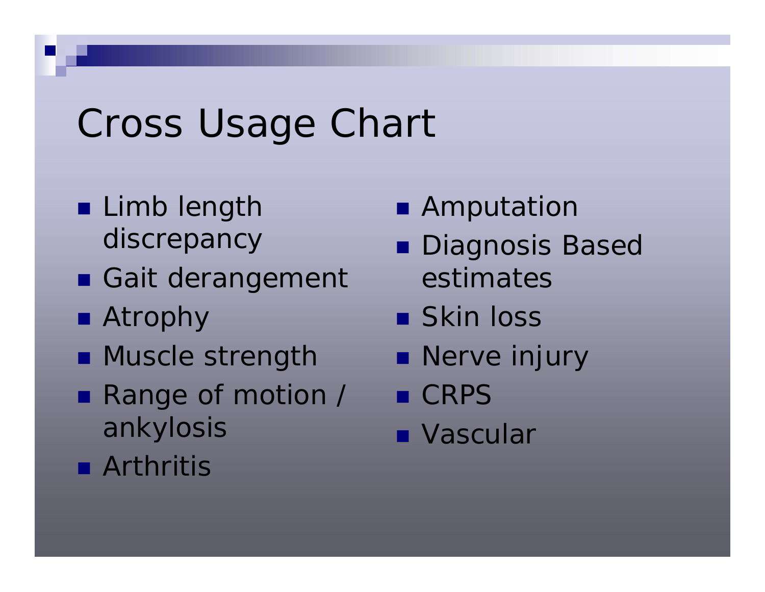# Cross Usage Chart

- Limb length discrepancy
- Gait derangement
- Atrophy
- Muscle strength
- Range of motion / ankylosis
- Arthritis
- Amputation
- Diagnosis Based estimates
- Skin loss
- Nerve injury
- CRPS
- Vascular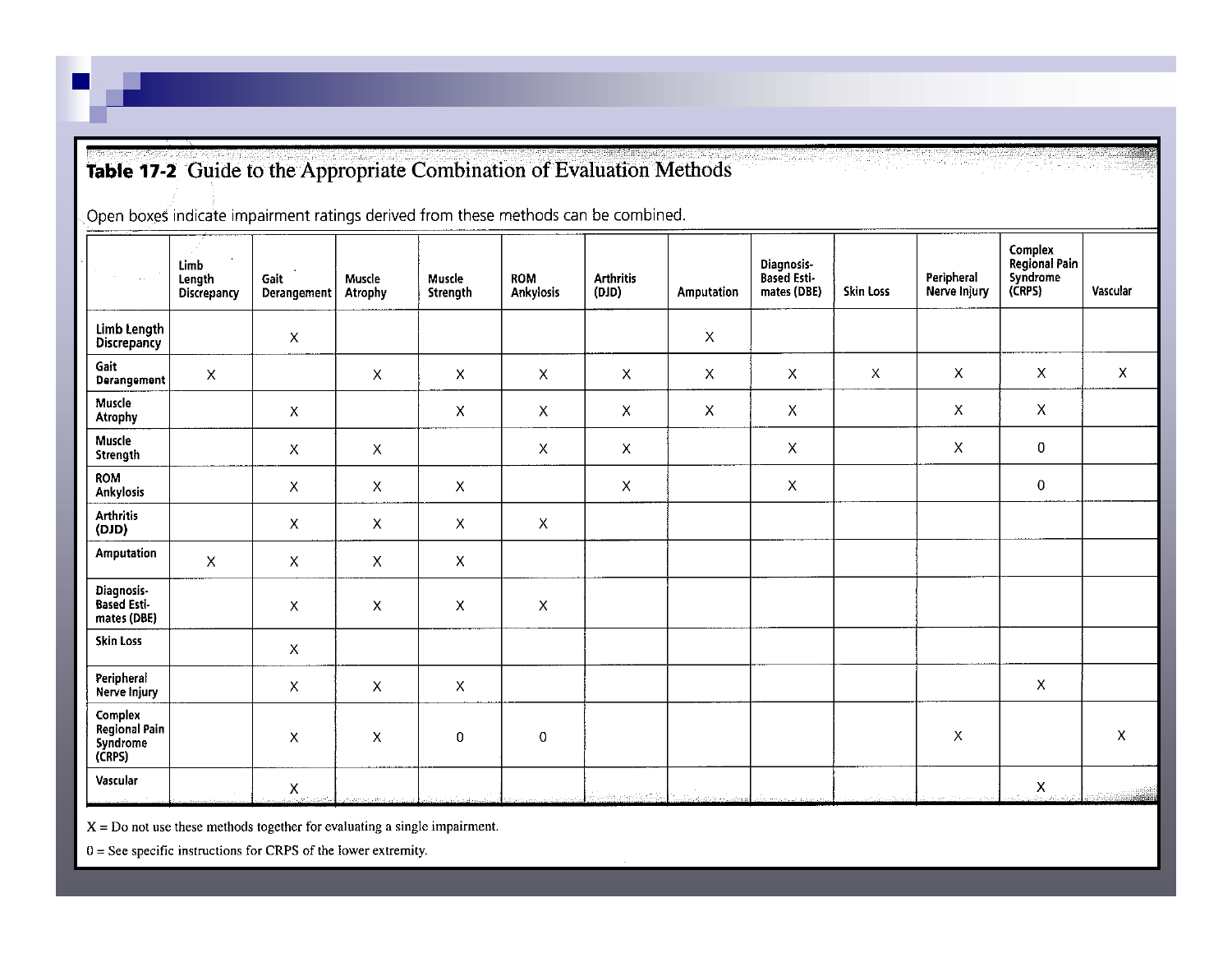**Table 17-2** Guide to the Appropriate Combination of Evaluation Methods

Open boxes indicate impairment ratings derived from these methods can be combined.

| | Limb Length Discrepancy | Gait Derangement | Muscle Atrophy | Muscle Strength | ROM Ankylosis | Arthritis (DJD) | Amputation | Diagnosis-Based Estimates (DBE) | Skin Loss | Peripheral Nerve Injury | Complex Regional Pain Syndrome (CRPS) | Vascular |
|---|---|---|---|---|---|---|---|---|---|---|---|---|
| Limb Length Discrepancy | | X | | | | | X | | | | | |
| Gait Derangement | X | | X | X | X | X | X | X | X | X | X | X |
| Muscle Atrophy | | X | | X | X | X | X | X | | X | X | |
| Muscle Strength | | X | X | | X | X | | X | | X | 0 | |
| ROM Ankylosis | | X | X | X | | X | | X | | | 0 | |
| Arthritis (DJD) | | X | X | X | X | | | | | | | |
| Amputation | X | X | X | X | | | | | | | | |
| Diagnosis-Based Estimates (DBE) | | X | X | X | X | | | | | | | |
| Skin Loss | | X | | | | | | | | | | |
| Peripheral Nerve Injury | | X | X | X | | | | | | | X | |
| Complex Regional Pain Syndrome (CRPS) | | X | X | 0 | 0 | | | | | X | | X |
| Vascular | | X | | | | | | | | | X | |

X = Do not use these methods together for evaluating a single impairment.

0 = See specific instructions for CRPS of the lower extremity.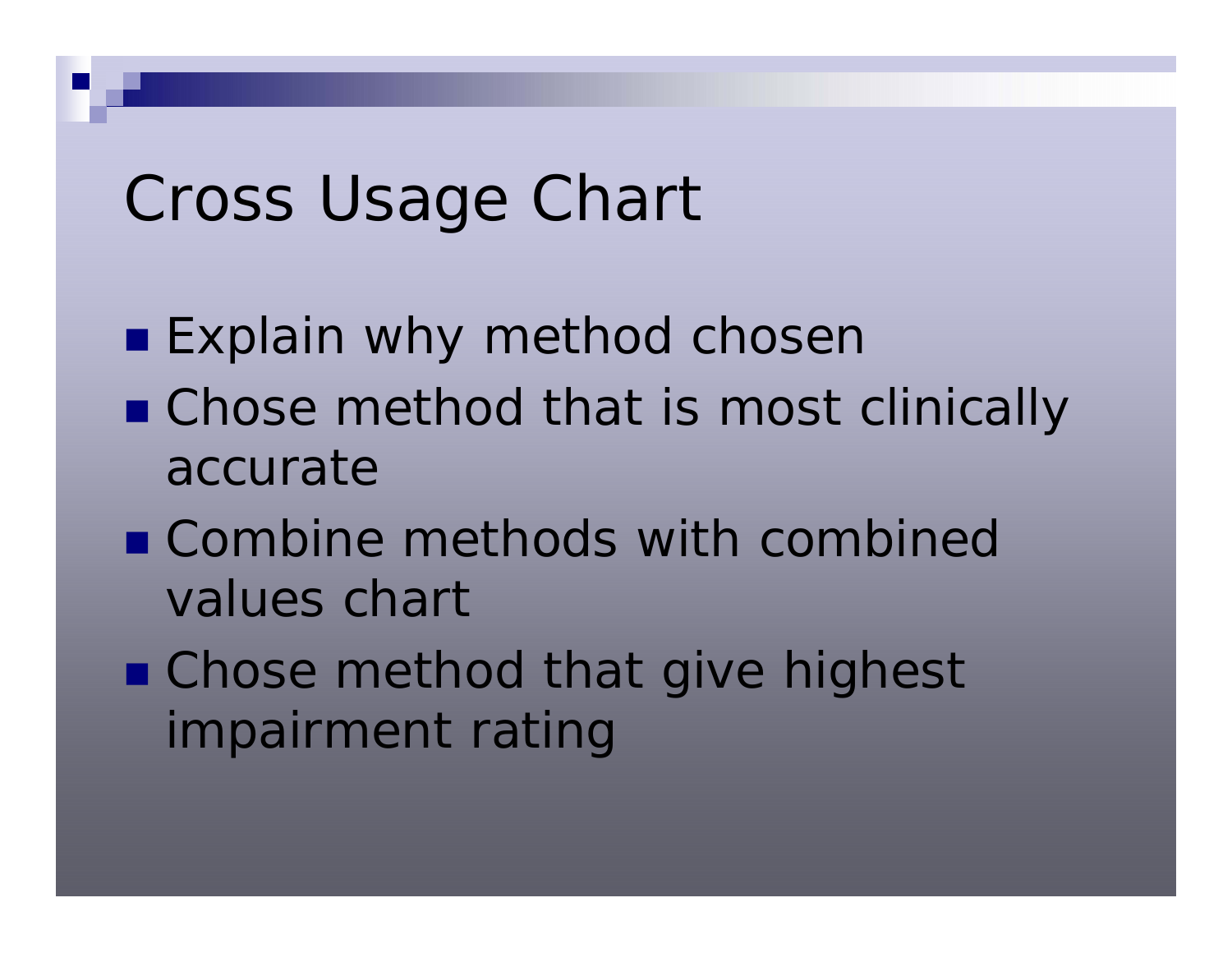# Cross Usage Chart

- Explain why method chosen
- Chose method that is most clinically accurate
- Combine methods with combined values chart
- Chose method that give highest impairment rating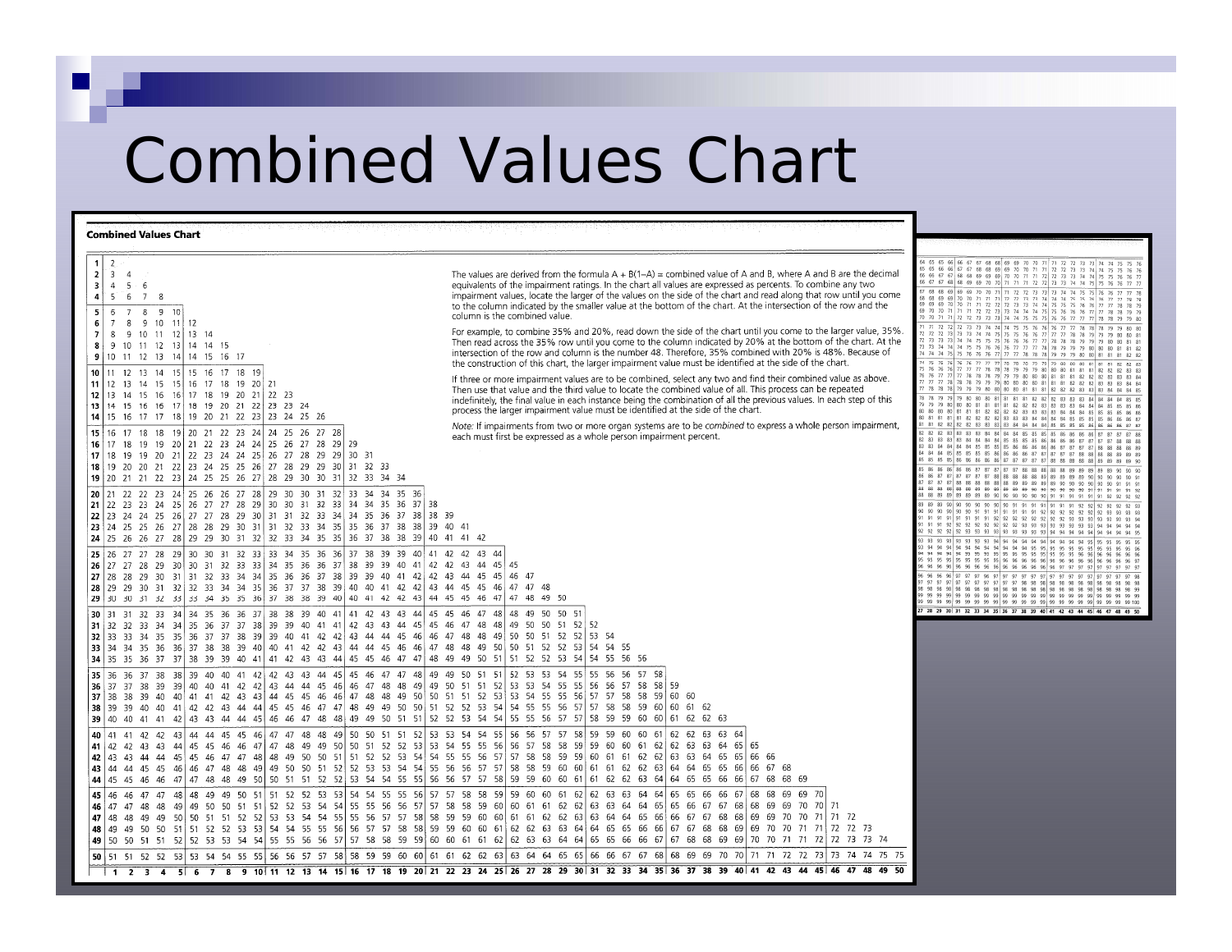# Combined Values Chart

**Combined Values Chart**

The values are derived from the formula A + B(1–A) = combined value of A and B, where A and B are the decimal equivalents of the impairment ratings. In the chart all values are expressed as percents. To combine any two impairment values, locate the larger of the values on the side of the chart and read along that row until you come to the column indicated by the smaller value at the bottom of the chart. At the intersection of the row and the column is the combined value.

For example, to combine 35% and 20%, read down the side of the chart until you come to the larger value, 35%. Then read across the 35% row until you come to the column indicated by 20% at the bottom of the chart. At the intersection of the row and column is the number 48. Therefore, 35% combined with 20% is 48%. Because of the construction of this chart, the larger impairment value must be identified at the side of the chart.

If three or more impairment values are to be combined, select any two and find their combined value as above. Then use that value and the third value to locate the combined value of all. This process can be repeated indefinitely, the final value in each instance being the combination of all the previous values. In each step of this process the larger impairment value must be identified at the side of the chart.

*Note:* If impairments from two or more organ systems are to be *combined* to express a whole person impairment, each must first be expressed as a whole person impairment percent.

| | 1 | 2 | 3 | 4 | 5 | 6 | 7 | 8 | 9 | 10 | 11 | 12 | 13 | 14 | 15 | 16 | 17 | 18 | 19 | 20 | 21 | 22 | 23 | 24 | 25 | 26 | 27 | 28 | 29 | 30 | 31 | 32 | 33 | 34 | 35 | 36 | 37 | 38 | 39 | 40 | 41 | 42 | 43 | 44 | 45 | 46 | 47 | 48 | 49 | 50 |
|---|---|---|---|---|---|---|---|---|---|---|---|---|---|---|---|---|---|---|---|---|---|---|---|---|---|---|---|---|---|---|---|---|---|---|---|---|---|---|---|---|---|---|---|---|---|---|---|---|---|---|
| **1** | 2 |
| **2** | 3 | 4 |
| **3** | 4 | 5 | 6 |
| **4** | 5 | 6 | 7 | 8 |
| **5** | 6 | 7 | 8 | 9 | 10 |
| **6** | 7 | 8 | 9 | 10 | 11 | 12 |
| **7** | 8 | 9 | 10 | 11 | 12 | 13 | 14 |
| **8** | 9 | 10 | 11 | 12 | 13 | 14 | 14 | 15 |
| **9** | 10 | 11 | 12 | 13 | 14 | 14 | 15 | 16 | 17 |
| **10** | 11 | 12 | 13 | 14 | 15 | 15 | 16 | 17 | 18 | 19 |
| **11** | 12 | 13 | 14 | 15 | 15 | 16 | 17 | 18 | 19 | 20 | 21 |
| **12** | 13 | 14 | 15 | 16 | 16 | 17 | 18 | 19 | 20 | 21 | 22 | 23 |
| **13** | 14 | 15 | 16 | 16 | 17 | 18 | 19 | 20 | 21 | 22 | 23 | 23 | 24 |
| **14** | 15 | 16 | 17 | 17 | 18 | 19 | 20 | 21 | 22 | 23 | 23 | 24 | 25 | 26 |
| **15** | 16 | 17 | 18 | 18 | 19 | 20 | 21 | 22 | 23 | 24 | 24 | 25 | 26 | 27 | 28 |
| **16** | 17 | 18 | 19 | 19 | 20 | 21 | 22 | 23 | 24 | 24 | 25 | 26 | 27 | 28 | 29 | 29 |
| **17** | 18 | 19 | 19 | 20 | 21 | 22 | 23 | 24 | 24 | 25 | 26 | 27 | 28 | 29 | 29 | 30 | 31 |
| **18** | 19 | 20 | 20 | 21 | 22 | 23 | 24 | 25 | 25 | 26 | 27 | 28 | 29 | 29 | 30 | 31 | 32 | 33 |
| **19** | 20 | 21 | 21 | 22 | 23 | 24 | 25 | 25 | 26 | 27 | 28 | 29 | 30 | 30 | 31 | 32 | 33 | 34 | 34 |
| **20** | 21 | 22 | 22 | 23 | 24 | 25 | 26 | 26 | 27 | 28 | 29 | 30 | 30 | 31 | 32 | 33 | 34 | 34 | 35 | 36 |
| **21** | 22 | 23 | 23 | 24 | 25 | 26 | 27 | 27 | 28 | 29 | 30 | 30 | 31 | 32 | 33 | 34 | 34 | 35 | 36 | 37 | 38 |
| **22** | 23 | 24 | 24 | 25 | 26 | 27 | 27 | 28 | 29 | 30 | 31 | 31 | 32 | 33 | 34 | 34 | 35 | 36 | 37 | 38 | 38 | 39 |
| **23** | 24 | 25 | 25 | 26 | 27 | 28 | 28 | 29 | 30 | 31 | 31 | 32 | 33 | 34 | 35 | 35 | 36 | 37 | 38 | 38 | 39 | 40 | 41 |
| **24** | 25 | 26 | 26 | 27 | 28 | 29 | 29 | 30 | 31 | 32 | 32 | 33 | 34 | 35 | 35 | 36 | 37 | 38 | 38 | 39 | 40 | 41 | 41 | 42 |
| **25** | 26 | 27 | 27 | 28 | 29 | 30 | 30 | 31 | 32 | 33 | 33 | 34 | 35 | 36 | 36 | 37 | 38 | 39 | 39 | 40 | 41 | 42 | 42 | 43 | 44 |
| **26** | 27 | 27 | 28 | 29 | 30 | 30 | 31 | 32 | 33 | 33 | 34 | 35 | 36 | 36 | 37 | 38 | 39 | 39 | 40 | 41 | 42 | 42 | 43 | 44 | 45 | 45 |
| **27** | 28 | 28 | 29 | 30 | 31 | 31 | 32 | 33 | 34 | 34 | 35 | 36 | 36 | 37 | 38 | 39 | 39 | 40 | 41 | 42 | 42 | 43 | 44 | 45 | 45 | 46 | 47 |
| **28** | 29 | 29 | 30 | 31 | 32 | 32 | 33 | 34 | 34 | 35 | 36 | 37 | 37 | 38 | 39 | 40 | 40 | 41 | 42 | 42 | 43 | 44 | 45 | 45 | 46 | 47 | 47 | 48 |
| **29** | 30 | 30 | 31 | 32 | 33 | 33 | 34 | 35 | 35 | 36 | 37 | 38 | 38 | 39 | 40 | 40 | 41 | 42 | 42 | 43 | 44 | 45 | 45 | 46 | 47 | 47 | 48 | 49 | 50 |
| **30** | 31 | 31 | 32 | 33 | 34 | 34 | 35 | 36 | 36 | 37 | 38 | 38 | 39 | 40 | 41 | 41 | 42 | 43 | 43 | 44 | 45 | 45 | 46 | 47 | 48 | 48 | 49 | 50 | 50 | 51 |
| **31** | 32 | 32 | 33 | 34 | 34 | 35 | 36 | 37 | 37 | 38 | 39 | 39 | 40 | 41 | 41 | 42 | 43 | 43 | 44 | 45 | 45 | 46 | 47 | 48 | 48 | 49 | 50 | 50 | 51 | 52 | 52 |
| **32** | 33 | 33 | 34 | 35 | 35 | 36 | 37 | 37 | 38 | 39 | 39 | 40 | 41 | 42 | 42 | 43 | 44 | 44 | 45 | 46 | 46 | 47 | 48 | 48 | 49 | 50 | 50 | 51 | 52 | 52 | 53 | 54 |
| **33** | 34 | 34 | 35 | 36 | 36 | 37 | 38 | 38 | 39 | 40 | 40 | 41 | 42 | 42 | 43 | 44 | 44 | 45 | 46 | 46 | 47 | 48 | 48 | 49 | 50 | 50 | 51 | 52 | 52 | 53 | 54 | 54 | 55 |
| **34** | 35 | 35 | 36 | 37 | 37 | 38 | 39 | 39 | 40 | 41 | 41 | 42 | 43 | 43 | 44 | 45 | 45 | 46 | 47 | 47 | 48 | 49 | 49 | 50 | 51 | 51 | 52 | 52 | 53 | 54 | 54 | 55 | 56 | 56 |
| **35** | 36 | 36 | 37 | 38 | 38 | 39 | 40 | 40 | 41 | 42 | 42 | 43 | 43 | 44 | 45 | 45 | 46 | 47 | 47 | 48 | 49 | 49 | 50 | 51 | 51 | 52 | 53 | 53 | 54 | 55 | 55 | 56 | 56 | 57 | 58 |
| **36** | 37 | 37 | 38 | 39 | 39 | 40 | 40 | 41 | 42 | 42 | 43 | 44 | 44 | 45 | 46 | 46 | 47 | 48 | 48 | 49 | 49 | 50 | 51 | 51 | 52 | 53 | 53 | 54 | 55 | 55 | 56 | 56 | 57 | 58 | 58 | 59 |
| **37** | 38 | 38 | 39 | 40 | 40 | 41 | 41 | 42 | 43 | 43 | 44 | 45 | 45 | 46 | 46 | 47 | 48 | 48 | 49 | 50 | 50 | 51 | 51 | 52 | 53 | 53 | 54 | 55 | 55 | 56 | 57 | 57 | 58 | 58 | 59 | 60 | 60 |
| **38** | 39 | 39 | 40 | 40 | 41 | 42 | 42 | 43 | 44 | 44 | 45 | 45 | 46 | 47 | 47 | 48 | 49 | 49 | 50 | 50 | 51 | 52 | 52 | 53 | 54 | 54 | 55 | 55 | 56 | 57 | 57 | 58 | 58 | 59 | 60 | 60 | 61 | 62 |
| **39** | 40 | 40 | 41 | 41 | 42 | 43 | 43 | 44 | 44 | 45 | 46 | 46 | 47 | 48 | 48 | 49 | 49 | 50 | 51 | 51 | 52 | 52 | 53 | 54 | 54 | 55 | 55 | 56 | 57 | 57 | 58 | 59 | 59 | 60 | 60 | 61 | 62 | 62 | 63 |
| **40** | 41 | 41 | 42 | 42 | 43 | 44 | 44 | 45 | 45 | 46 | 47 | 47 | 48 | 48 | 49 | 50 | 50 | 51 | 51 | 52 | 53 | 53 | 54 | 54 | 55 | 56 | 56 | 57 | 57 | 58 | 59 | 59 | 60 | 60 | 61 | 62 | 62 | 63 | 63 | 64 |
| **41** | 42 | 42 | 43 | 43 | 44 | 45 | 45 | 46 | 46 | 47 | 47 | 48 | 49 | 49 | 50 | 50 | 51 | 52 | 52 | 53 | 53 | 54 | 55 | 55 | 56 | 56 | 57 | 58 | 58 | 59 | 59 | 60 | 60 | 61 | 62 | 62 | 63 | 63 | 64 | 65 | 65 |
| **42** | 43 | 43 | 44 | 44 | 45 | 45 | 46 | 47 | 47 | 48 | 48 | 49 | 50 | 50 | 51 | 51 | 52 | 52 | 53 | 54 | 54 | 55 | 55 | 56 | 57 | 57 | 58 | 58 | 59 | 59 | 60 | 61 | 61 | 62 | 62 | 63 | 63 | 64 | 65 | 65 | 66 | 66 |
| **43** | 44 | 44 | 45 | 45 | 46 | 46 | 47 | 48 | 48 | 49 | 49 | 50 | 50 | 51 | 52 | 52 | 53 | 53 | 54 | 54 | 55 | 56 | 56 | 57 | 57 | 58 | 58 | 59 | 60 | 60 | 61 | 61 | 62 | 62 | 63 | 64 | 64 | 65 | 65 | 66 | 66 | 67 | 68 |
| **44** | 45 | 45 | 46 | 46 | 47 | 47 | 48 | 48 | 49 | 50 | 50 | 51 | 51 | 52 | 52 | 53 | 54 | 54 | 55 | 55 | 56 | 56 | 57 | 57 | 58 | 59 | 59 | 60 | 60 | 61 | 61 | 62 | 62 | 63 | 64 | 64 | 65 | 65 | 66 | 66 | 67 | 68 | 68 | 69 |
| **45** | 46 | 46 | 47 | 47 | 48 | 48 | 49 | 49 | 50 | 51 | 51 | 52 | 52 | 53 | 53 | 54 | 54 | 55 | 55 | 56 | 57 | 57 | 58 | 58 | 59 | 59 | 60 | 60 | 61 | 62 | 62 | 63 | 63 | 64 | 64 | 65 | 65 | 66 | 66 | 67 | 68 | 68 | 69 | 69 | 70 |
| **46** | 47 | 47 | 48 | 48 | 49 | 49 | 50 | 50 | 51 | 51 | 52 | 52 | 53 | 54 | 54 | 55 | 55 | 56 | 56 | 57 | 57 | 58 | 58 | 59 | 60 | 60 | 61 | 61 | 62 | 62 | 63 | 63 | 64 | 64 | 65 | 65 | 66 | 67 | 67 | 68 | 68 | 69 | 69 | 70 | 70 | 71 |
| **47** | 48 | 48 | 49 | 49 | 50 | 50 | 51 | 51 | 52 | 52 | 53 | 53 | 54 | 54 | 55 | 55 | 56 | 57 | 57 | 58 | 58 | 59 | 59 | 60 | 60 | 61 | 61 | 62 | 62 | 63 | 63 | 64 | 64 | 65 | 66 | 66 | 67 | 67 | 68 | 68 | 69 | 69 | 70 | 70 | 71 | 71 | 72 |
| **48** | 49 | 49 | 50 | 50 | 51 | 51 | 52 | 52 | 53 | 53 | 54 | 54 | 55 | 55 | 56 | 56 | 57 | 57 | 58 | 58 | 59 | 59 | 60 | 60 | 61 | 62 | 62 | 63 | 63 | 64 | 64 | 65 | 65 | 66 | 66 | 67 | 67 | 68 | 68 | 69 | 69 | 70 | 70 | 71 | 71 | 72 | 72 | 73 |
| **49** | 50 | 50 | 51 | 51 | 52 | 52 | 53 | 53 | 54 | 54 | 55 | 55 | 56 | 56 | 57 | 57 | 58 | 58 | 59 | 59 | 60 | 60 | 61 | 61 | 62 | 62 | 63 | 63 | 64 | 64 | 65 | 65 | 66 | 66 | 67 | 67 | 68 | 68 | 69 | 69 | 70 | 70 | 71 | 71 | 72 | 72 | 73 | 73 | 74 |
| **50** | 51 | 51 | 52 | 52 | 53 | 53 | 54 | 54 | 55 | 55 | 56 | 56 | 57 | 57 | 58 | 58 | 59 | 59 | 60 | 60 | 61 | 61 | 62 | 62 | 63 | 63 | 64 | 64 | 65 | 65 | 66 | 66 | 67 | 67 | 68 | 68 | 69 | 69 | 70 | 70 | 71 | 71 | 72 | 72 | 73 | 73 | 74 | 74 | 75 | 75 |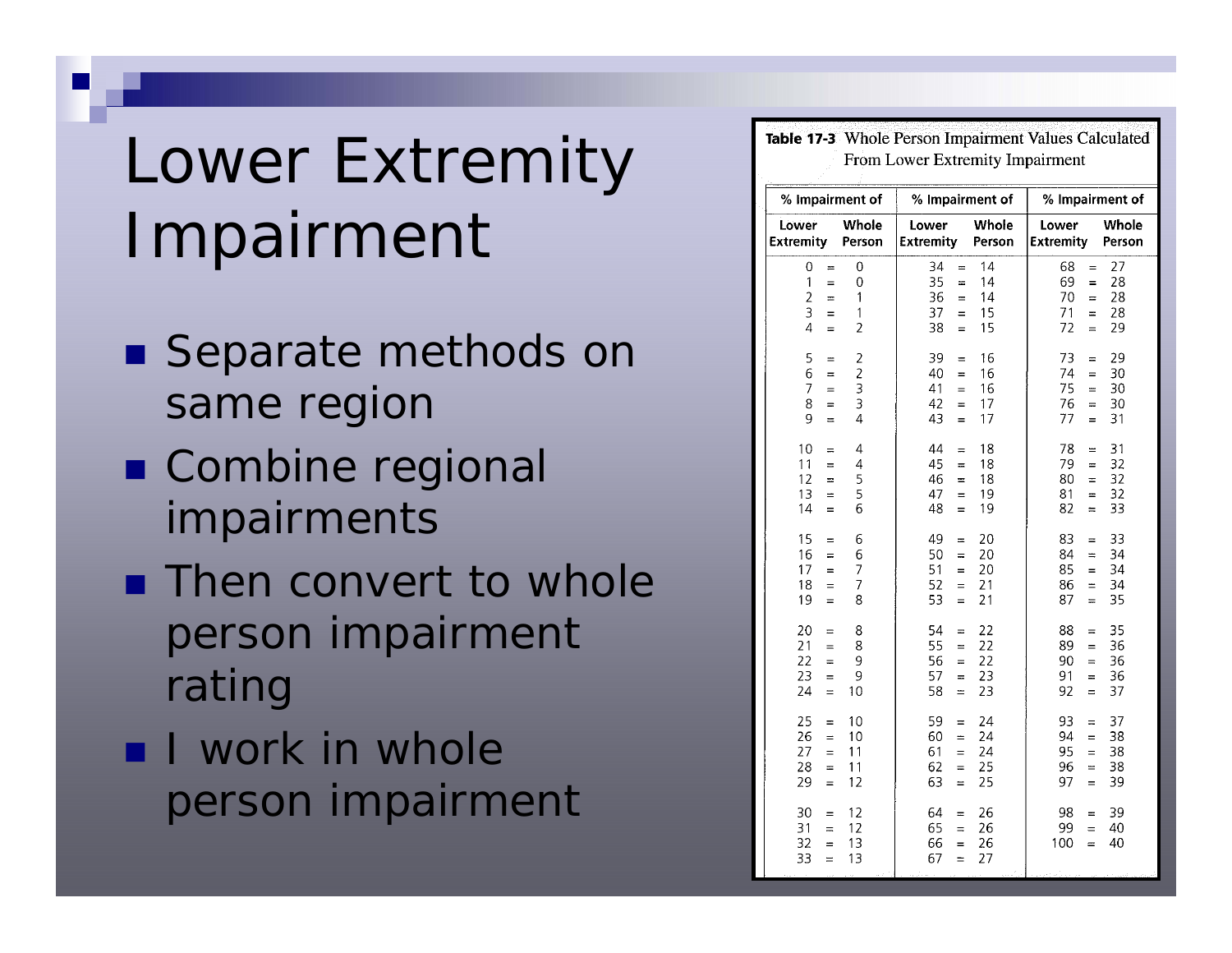# Lower Extremity Impairment

- Separate methods on same region
- Combine regional impairments
- Then convert to whole person impairment rating
- I work in whole person impairment

**Table 17-3** Whole Person Impairment Values Calculated From Lower Extremity Impairment

| % Impairment of | | % Impairment of | | % Impairment of | |
|---|---|---|---|---|---|
| Lower Extremity | Whole Person | Lower Extremity | Whole Person | Lower Extremity | Whole Person |
| 0 | 0 | 34 | 14 | 68 | 27 |
| 1 | 0 | 35 | 14 | 69 | 28 |
| 2 | 1 | 36 | 14 | 70 | 28 |
| 3 | 1 | 37 | 15 | 71 | 28 |
| 4 | 2 | 38 | 15 | 72 | 29 |
| 5 | 2 | 39 | 16 | 73 | 29 |
| 6 | 2 | 40 | 16 | 74 | 30 |
| 7 | 3 | 41 | 16 | 75 | 30 |
| 8 | 3 | 42 | 17 | 76 | 30 |
| 9 | 4 | 43 | 17 | 77 | 31 |
| 10 | 4 | 44 | 18 | 78 | 31 |
| 11 | 4 | 45 | 18 | 79 | 32 |
| 12 | 5 | 46 | 18 | 80 | 32 |
| 13 | 5 | 47 | 19 | 81 | 32 |
| 14 | 6 | 48 | 19 | 82 | 33 |
| 15 | 6 | 49 | 20 | 83 | 33 |
| 16 | 6 | 50 | 20 | 84 | 34 |
| 17 | 7 | 51 | 20 | 85 | 34 |
| 18 | 7 | 52 | 21 | 86 | 34 |
| 19 | 8 | 53 | 21 | 87 | 35 |
| 20 | 8 | 54 | 22 | 88 | 35 |
| 21 | 8 | 55 | 22 | 89 | 36 |
| 22 | 9 | 56 | 22 | 90 | 36 |
| 23 | 9 | 57 | 23 | 91 | 36 |
| 24 | 10 | 58 | 23 | 92 | 37 |
| 25 | 10 | 59 | 24 | 93 | 37 |
| 26 | 10 | 60 | 24 | 94 | 38 |
| 27 | 11 | 61 | 24 | 95 | 38 |
| 28 | 11 | 62 | 25 | 96 | 38 |
| 29 | 12 | 63 | 25 | 97 | 39 |
| 30 | 12 | 64 | 26 | 98 | 39 |
| 31 | 12 | 65 | 26 | 99 | 40 |
| 32 | 13 | 66 | 26 | 100 | 40 |
| 33 | 13 | 67 | 27 | | |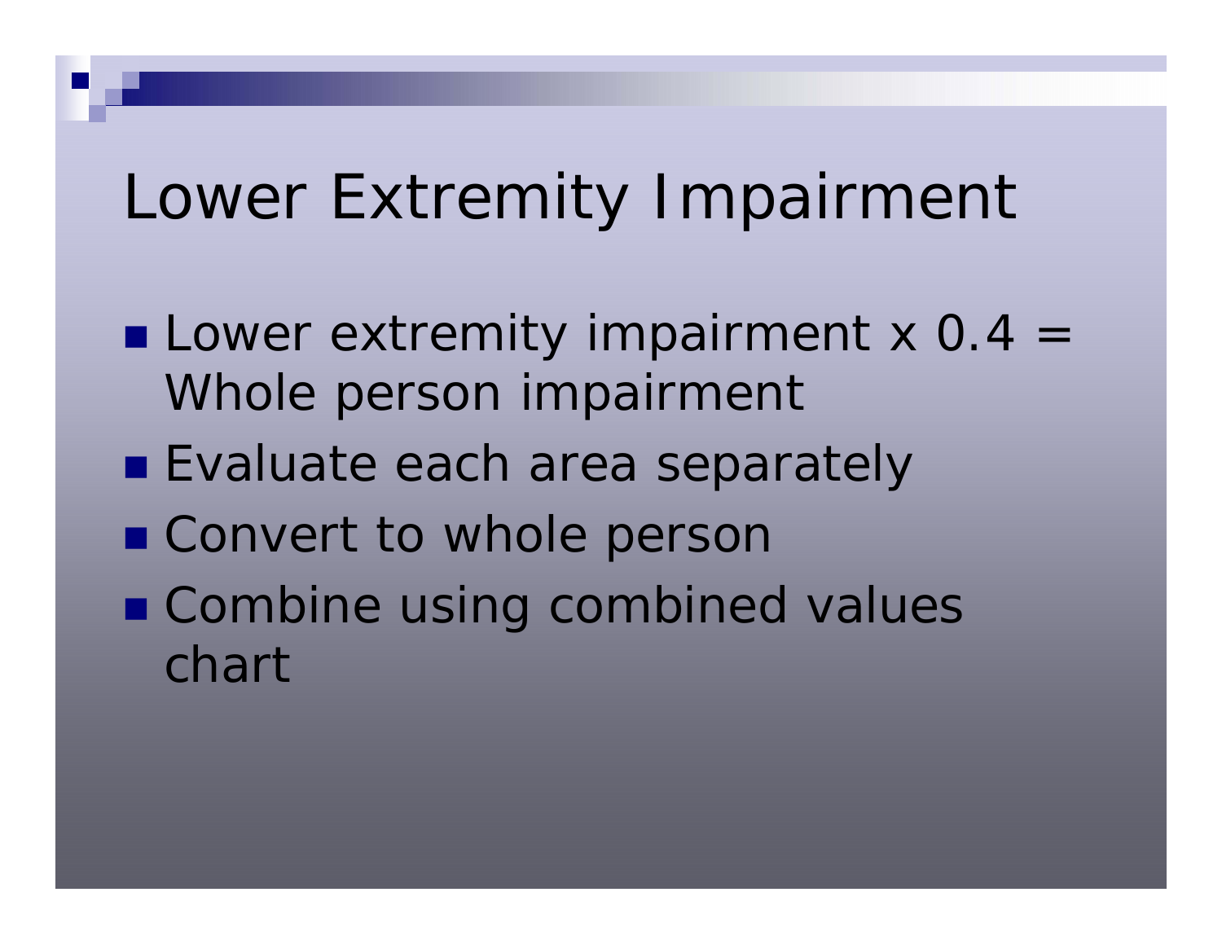# Lower Extremity Impairment

- Lower extremity impairment x 0.4 = Whole person impairment
- Evaluate each area separately
- Convert to whole person
- Combine using combined values chart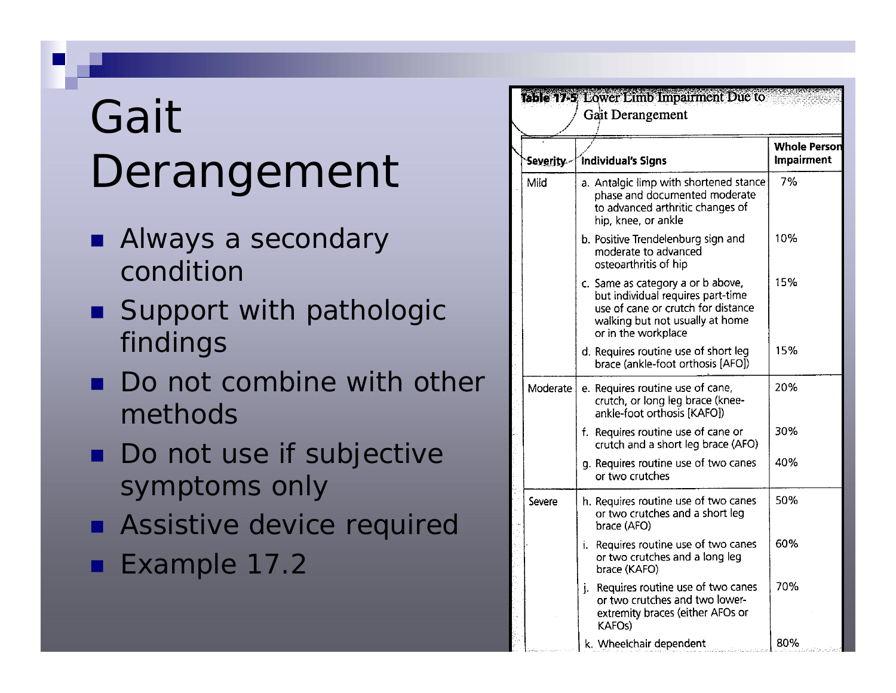# Gait Derangement

- Always a secondary condition
- Support with pathologic findings
- Do not combine with other methods
- Do not use if subjective symptoms only
- Assistive device required
- Example 17.2

**Table 17-5** Lower Limb Impairment Due to Gait Derangement

| Severity | Individual's Signs | Whole Person Impairment |
|---|---|---|
| Mild | a. Antalgic limp with shortened stance phase and documented moderate to advanced arthritic changes of hip, knee, or ankle | 7% |
| | b. Positive Trendelenburg sign and moderate to advanced osteoarthritis of hip | 10% |
| | c. Same as category a or b above, but individual requires part-time use of cane or crutch for distance walking but not usually at home or in the workplace | 15% |
| | d. Requires routine use of short leg brace (ankle-foot orthosis [AFO]) | 15% |
| Moderate | e. Requires routine use of cane, crutch, or long leg brace (knee-ankle-foot orthosis [KAFO]) | 20% |
| | f. Requires routine use of cane or crutch and a short leg brace (AFO) | 30% |
| | g. Requires routine use of two canes or two crutches | 40% |
| Severe | h. Requires routine use of two canes or two crutches and a short leg brace (AFO) | 50% |
| | i. Requires routine use of two canes or two crutches and a long leg brace (KAFO) | 60% |
| | j. Requires routine use of two canes or two crutches and two lower-extremity braces (either AFOs or KAFOs) | 70% |
| | k. Wheelchair dependent | 80% |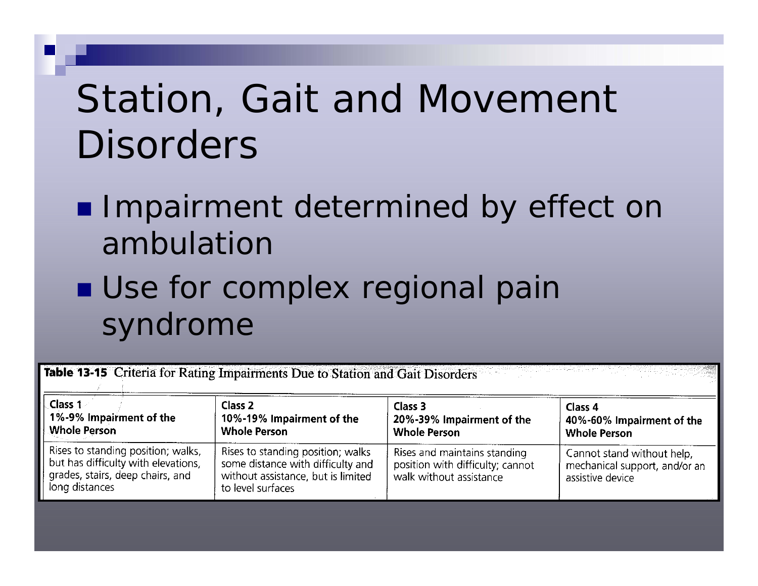# Station, Gait and Movement Disorders

- Impairment determined by effect on ambulation
- Use for complex regional pain syndrome

**Table 13-15** Criteria for Rating Impairments Due to Station and Gait Disorders

| Class 1 1%-9% Impairment of the Whole Person | Class 2 10%-19% Impairment of the Whole Person | Class 3 20%-39% Impairment of the Whole Person | Class 4 40%-60% Impairment of the Whole Person |
|---|---|---|---|
| Rises to standing position; walks, but has difficulty with elevations, grades, stairs, deep chairs, and long distances | Rises to standing position; walks some distance with difficulty and without assistance, but is limited to level surfaces | Rises and maintains standing position with difficulty; cannot walk without assistance | Cannot stand without help, mechanical support, and/or an assistive device |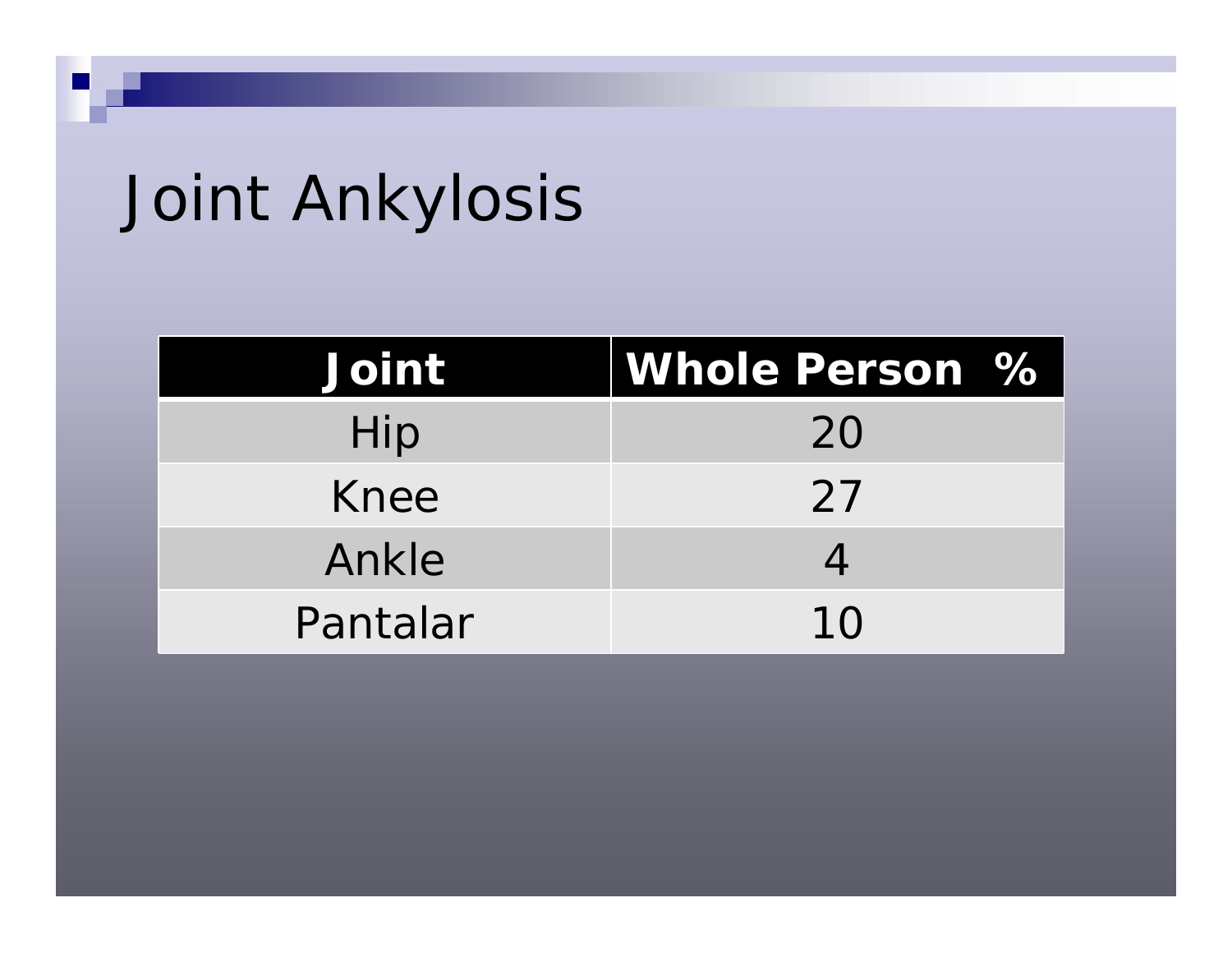# Joint Ankylosis

| Joint | Whole Person % |
|---|---|
| Hip | 20 |
| Knee | 27 |
| Ankle | 4 |
| Pantalar | 10 |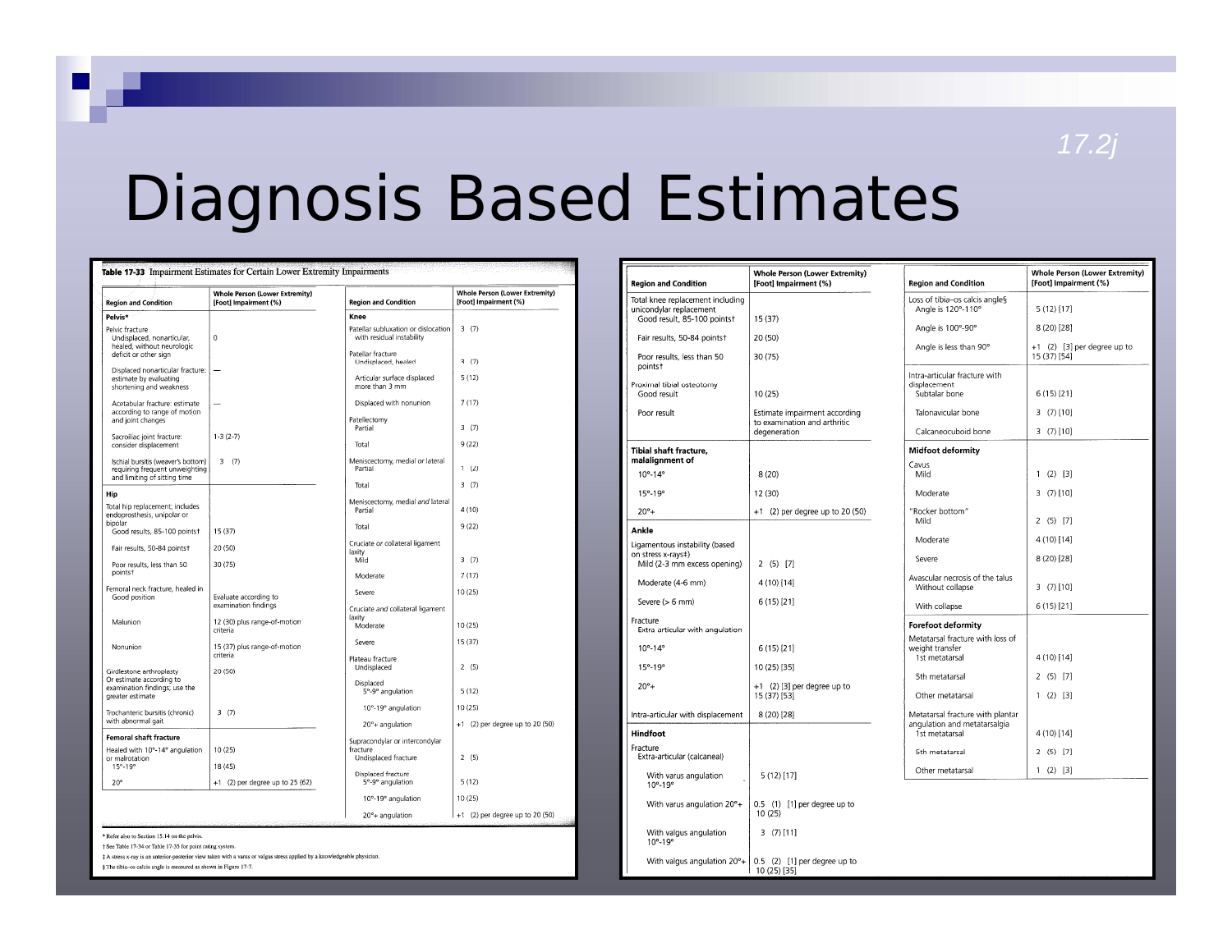# Diagnosis Based Estimates

17.2j

**Table 17-33** Impairment Estimates for Certain Lower Extremity Impairments

| Region and Condition | Whole Person (Lower Extremity) [Foot] Impairment (%) |
|---|---|
| **Pelvis*** | |
| Pelvic fracture | |
| Undisplaced, nonarticular, healed, without neurologic deficit or other sign | 0 |
| Displaced nonarticular fracture: estimate by evaluating shortening and weakness | — |
| Acetabular fracture: estimate according to range of motion and joint changes | — |
| Sacroiliac joint fracture: consider displacement | 1-3 (2-7) |
| Ischial bursitis (weaver's bottom) requiring frequent unweighting and limiting of sitting time | 3 (7) |
| **Hip** | |
| Total hip replacement; includes endoprosthesis, unipolar or bipolar | |
| Good results, 85-100 points† | 15 (37) |
| Fair results, 50-84 points† | 20 (50) |
| Poor results, less than 50 points† | 30 (75) |
| Femoral neck fracture, healed in | |
| Good position | Evaluate according to examination findings |
| Malunion | 12 (30) plus range-of-motion criteria |
| Nonunion | 15 (37) plus range-of-motion criteria |
| Girdlestone arthroplasty Or estimate according to examination findings; use the greater estimate | 20 (50) |
| Trochanteric bursitis (chronic) with abnormal gait | 3 (7) |
| **Femoral shaft fracture** | |
| Healed with 10°-14° angulation or malrotation | 10 (25) |
| 15°-19° | 18 (45) |
| 20° | +1 (2) per degree up to 25 (62) |
| **Knee** | |
| Patellar subluxation or dislocation with residual instability | 3 (7) |
| Patellar fracture | |
| Undisplaced, healed | 3 (7) |
| Articular surface displaced more than 3 mm | 5 (12) |
| Displaced with nonunion | 7 (17) |
| Patellectomy | |
| Partial | 3 (7) |
| Total | 9 (22) |
| Meniscectomy, medial *or* lateral | |
| Partial | 1 (2) |
| Total | 3 (7) |
| Meniscectomy, medial *and* lateral | |
| Partial | 4 (10) |
| Total | 9 (22) |
| Cruciate *or* collateral ligament laxity | |
| Mild | 3 (7) |
| Moderate | 7 (17) |
| Severe | 10 (25) |
| Cruciate *and* collateral ligament laxity | |
| Moderate | 10 (25) |
| Severe | 15 (37) |
| Plateau fracture | |
| Undisplaced | 2 (5) |
| Displaced | |
| 5°-9° angulation | 5 (12) |
| 10°-19° angulation | 10 (25) |
| 20°+ angulation | +1 (2) per degree up to 20 (50) |
| Supracondylar or intercondylar fracture | |
| Undisplaced fracture | 2 (5) |
| Displaced fracture | |
| 5°-9° angulation | 5 (12) |
| 10°-19° angulation | 10 (25) |
| 20°+ angulation | +1 (2) per degree up to 20 (50) |
| Total knee replacement including unicondylar replacement | |
| Good result, 85-100 points† | 15 (37) |
| Fair results, 50-84 points† | 20 (50) |
| Poor results, less than 50 points† | 30 (75) |
| Proximal tibial osteotomy | |
| Good result | 10 (25) |
| Poor result | Estimate impairment according to examination and arthritic degeneration |
| **Tibial shaft fracture, malalignment of** | |
| 10°-14° | 8 (20) |
| 15°-19° | 12 (30) |
| 20°+ | +1 (2) per degree up to 20 (50) |
| **Ankle** | |
| Ligamentous instability (based on stress x-rays‡) | |
| Mild (2-3 mm excess opening) | 2 (5) [7] |
| Moderate (4-6 mm) | 4 (10) [14] |
| Severe (> 6 mm) | 6 (15) [21] |
| Fracture | |
| Extra articular with angulation | |
| 10°-14° | 6 (15) [21] |
| 15°-19° | 10 (25) [35] |
| 20°+ | +1 (2) [3] per degree up to 15 (37) [53] |
| Intra-articular with displacement | 8 (20) [28] |
| **Hindfoot** | |
| Fracture | |
| Extra-articular (calcaneal) | |
| With varus angulation 10°-19° | 5 (12) [17] |
| With varus angulation 20°+ | 0.5 (1) [1] per degree up to 10 (25) |
| With valgus angulation 10°-19° | 3 (7) [11] |
| With valgus angulation 20°+ | 0.5 (2) [1] per degree up to 10 (25) [35] |
| Loss of tibia-os calcis angle§ | |
| Angle is 120°-110° | 5 (12) [17] |
| Angle is 100°-90° | 8 (20) [28] |
| Angle is less than 90° | +1 (2) [3] per degree up to 15 (37) [54] |
| Intra-articular fracture with displacement | |
| Subtalar bone | 6 (15) [21] |
| Talonavicular bone | 3 (7) [10] |
| Calcaneocuboid bone | 3 (7) [10] |
| **Midfoot deformity** | |
| Cavus | |
| Mild | 1 (2) [3] |
| Moderate | 3 (7) [10] |
| "Rocker bottom" | |
| Mild | 2 (5) [7] |
| Moderate | 4 (10) [14] |
| Severe | 8 (20) [28] |
| Avascular necrosis of the talus | |
| Without collapse | 3 (7) [10] |
| With collapse | 6 (15) [21] |
| **Forefoot deformity** | |
| Metatarsal fracture with loss of weight transfer | |
| 1st metatarsal | 4 (10) [14] |
| 5th metatarsal | 2 (5) [7] |
| Other metatarsal | 1 (2) [3] |
| Metatarsal fracture with plantar angulation and metatarsalgia | |
| 1st metatarsal | 4 (10) [14] |
| 5th metatarsal | 2 (5) [7] |
| Other metatarsal | 1 (2) [3] |

\* Refer also to Section 15.14 on the pelvis.

† See Table 17-34 or Table 17-35 for point rating system.

‡ A stress x-ray is an anterior-posterior view taken with a varus or valgus stress applied by a knowledgeable physician.

§ The tibia-os calcis angle is measured as shown in Figure 17-7.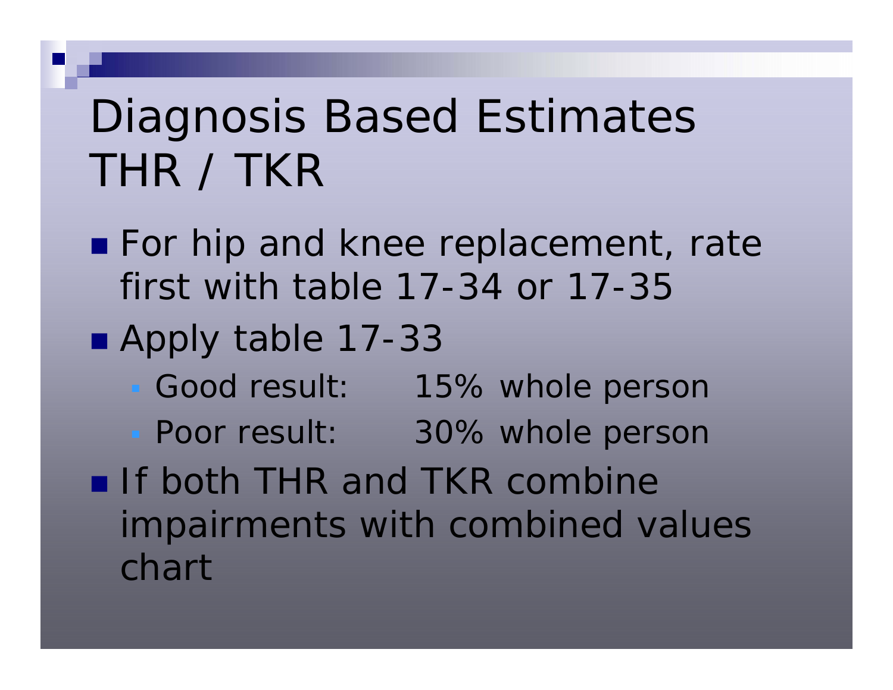# Diagnosis Based Estimates THR / TKR

- For hip and knee replacement, rate first with table 17-34 or 17-35
- Apply table 17-33
  - Good result: 15% whole person
  - Poor result: 30% whole person
- If both THR and TKR combine impairments with combined values chart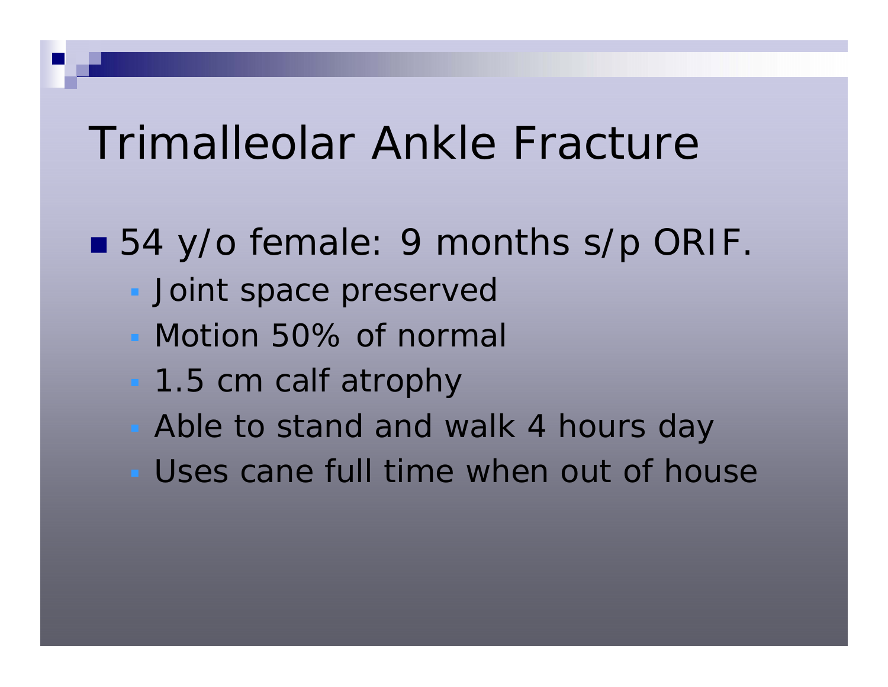# Trimalleolar Ankle Fracture

- 54 y/o female: 9 months s/p ORIF.
  - Joint space preserved
  - Motion 50% of normal
  - 1.5 cm calf atrophy
  - Able to stand and walk 4 hours day
  - Uses cane full time when out of house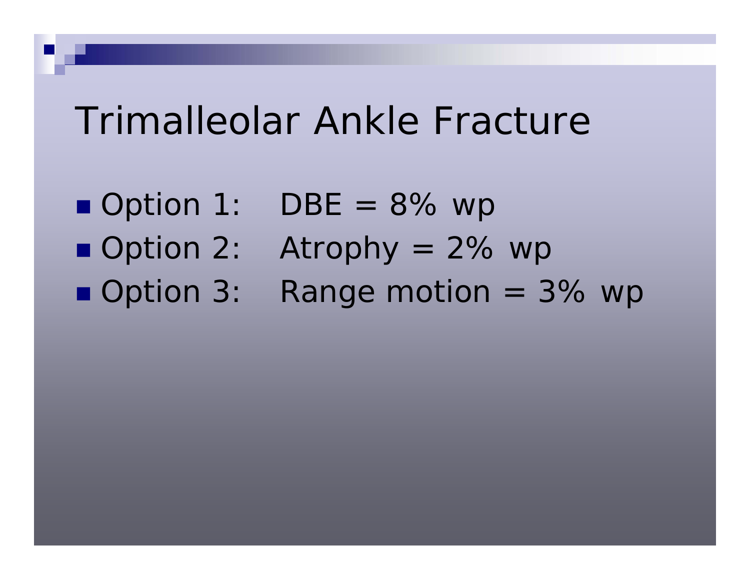# Trimalleolar Ankle Fracture

- Option 1: DBE = 8% wp
- Option 2: Atrophy = 2% wp
- Option 3: Range motion = 3% wp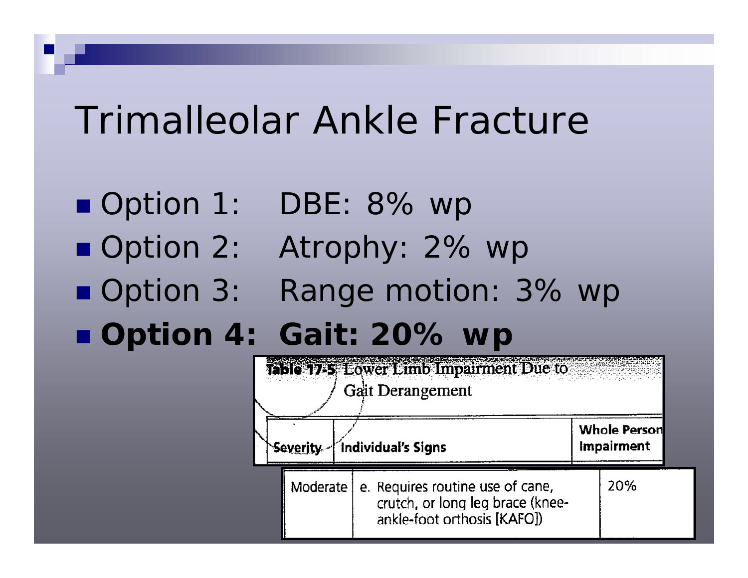# Trimalleolar Ankle Fracture

- Option 1: DBE: 8% wp
- Option 2: Atrophy: 2% wp
- Option 3: Range motion: 3% wp
- **Option 4: Gait: 20% wp**

**Table 17-5** Lower Limb Impairment Due to Gait Derangement

| Severity | Individual's Signs | Whole Person Impairment |
|---|---|---|
| Moderate | e. Requires routine use of cane, crutch, or long leg brace (knee-ankle-foot orthosis [KAFO]) | 20% |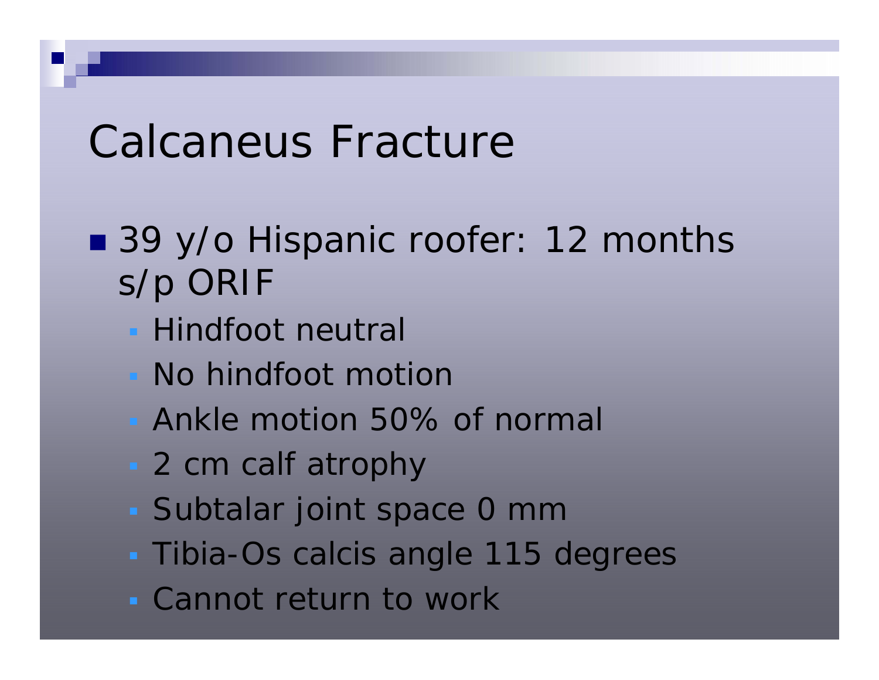# Calcaneus Fracture

- 39 y/o Hispanic roofer: 12 months s/p ORIF
  - Hindfoot neutral
  - No hindfoot motion
  - Ankle motion 50% of normal
  - 2 cm calf atrophy
  - Subtalar joint space 0 mm
  - Tibia-Os calcis angle 115 degrees
  - Cannot return to work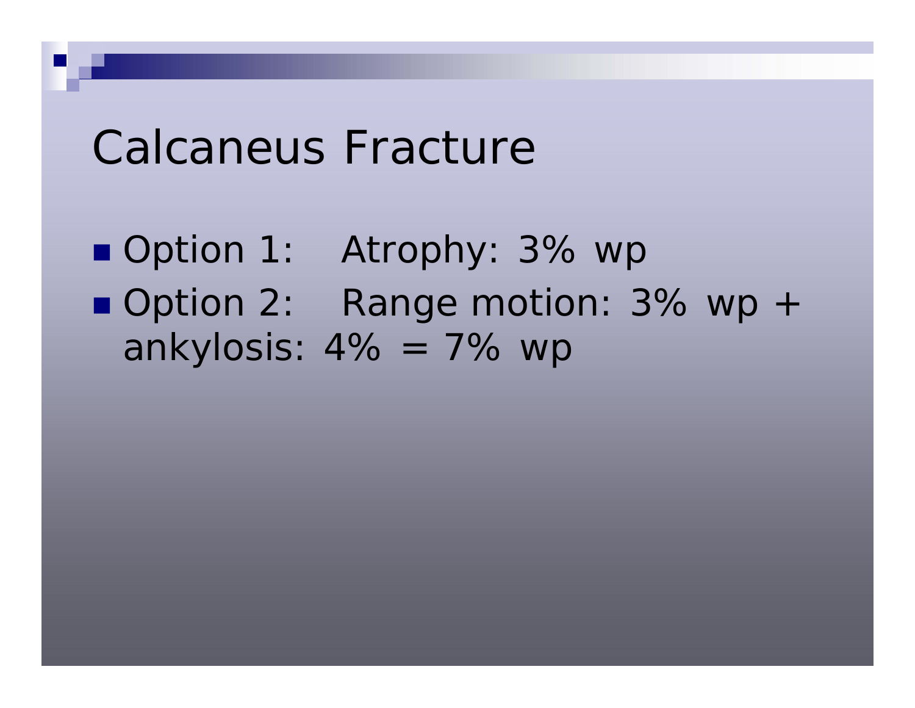# Calcaneus Fracture

- Option 1:    Atrophy: 3% wp
- Option 2:    Range motion: 3% wp + ankylosis: 4% = 7% wp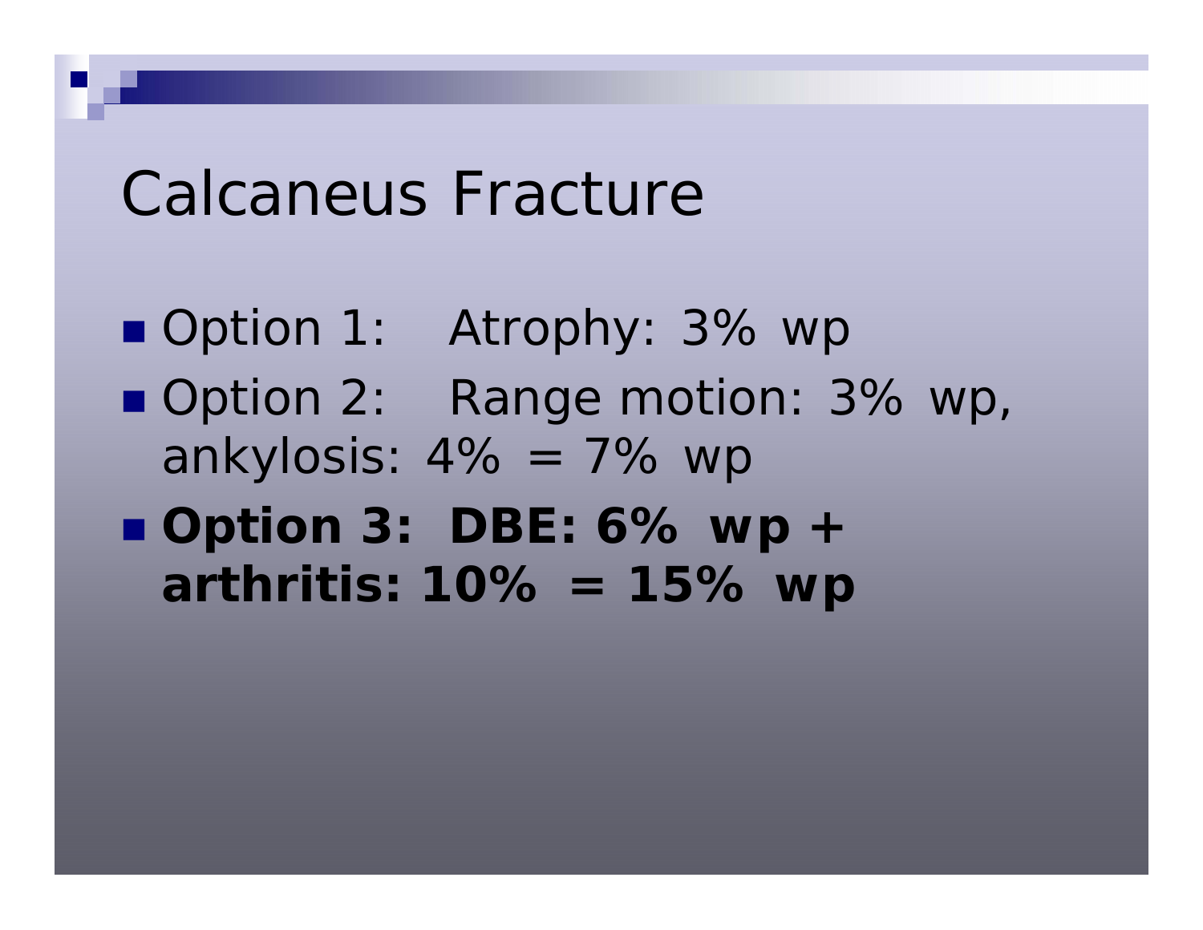# Calcaneus Fracture

- Option 1: Atrophy: 3% wp
- Option 2: Range motion: 3% wp, ankylosis: 4% = 7% wp
- **Option 3: DBE: 6% wp + arthritis: 10% = 15% wp**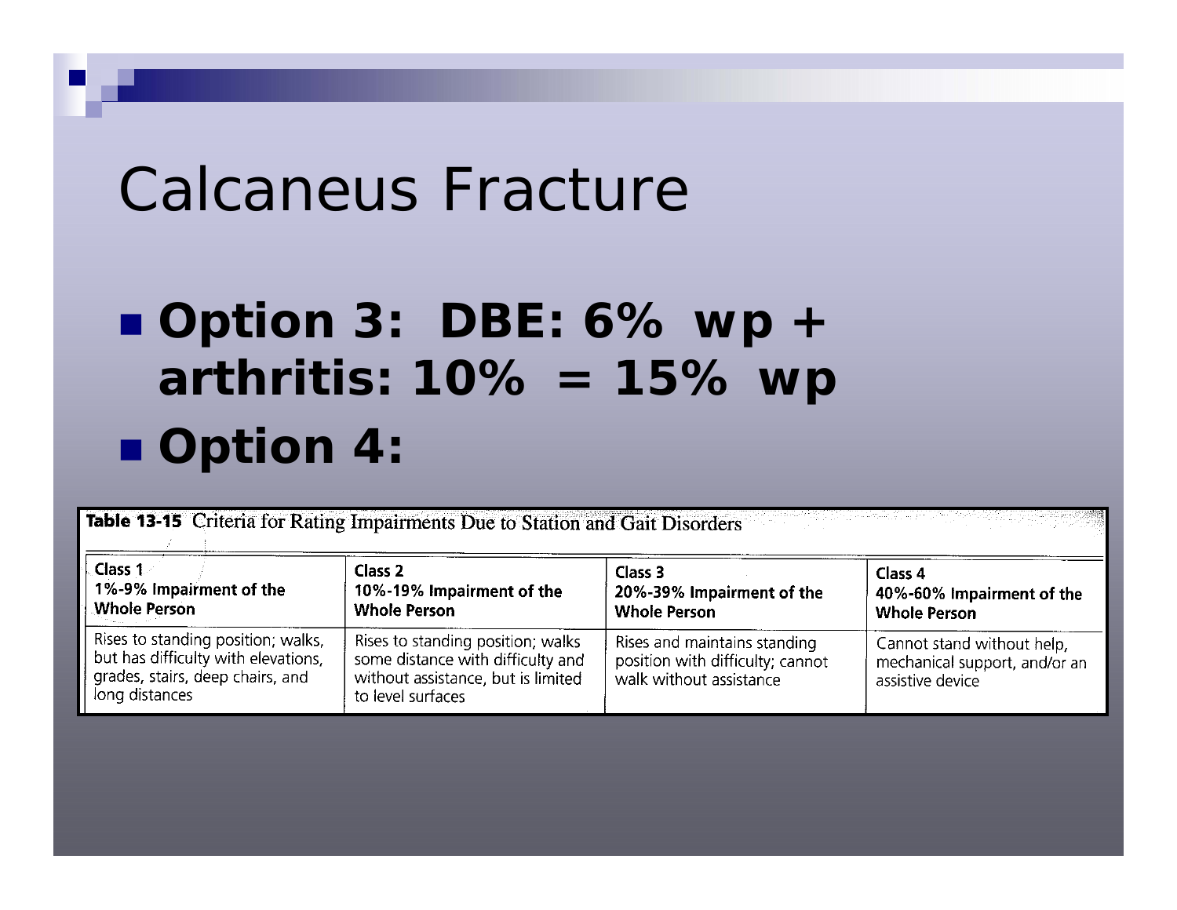# Calcaneus Fracture

- **Option 3: DBE: 6% wp + arthritis: 10% = 15% wp**
- **Option 4:**

**Table 13-15** Criteria for Rating Impairments Due to Station and Gait Disorders

| Class 1<br>1%-9% Impairment of the Whole Person | Class 2<br>10%-19% Impairment of the Whole Person | Class 3<br>20%-39% Impairment of the Whole Person | Class 4<br>40%-60% Impairment of the Whole Person |
|---|---|---|---|
| Rises to standing position; walks, but has difficulty with elevations, grades, stairs, deep chairs, and long distances | Rises to standing position; walks some distance with difficulty and without assistance, but is limited to level surfaces | Rises and maintains standing position with difficulty; cannot walk without assistance | Cannot stand without help, mechanical support, and/or an assistive device |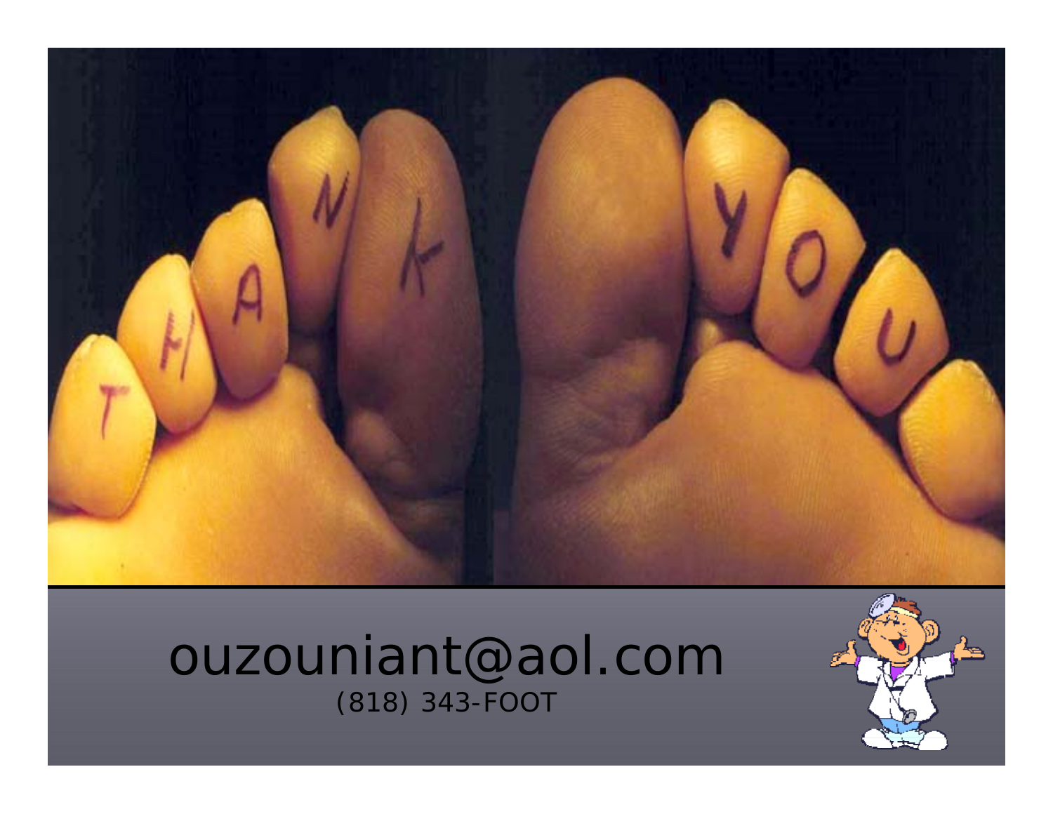ouzouniant@aol.com

(818) 343-FOOT